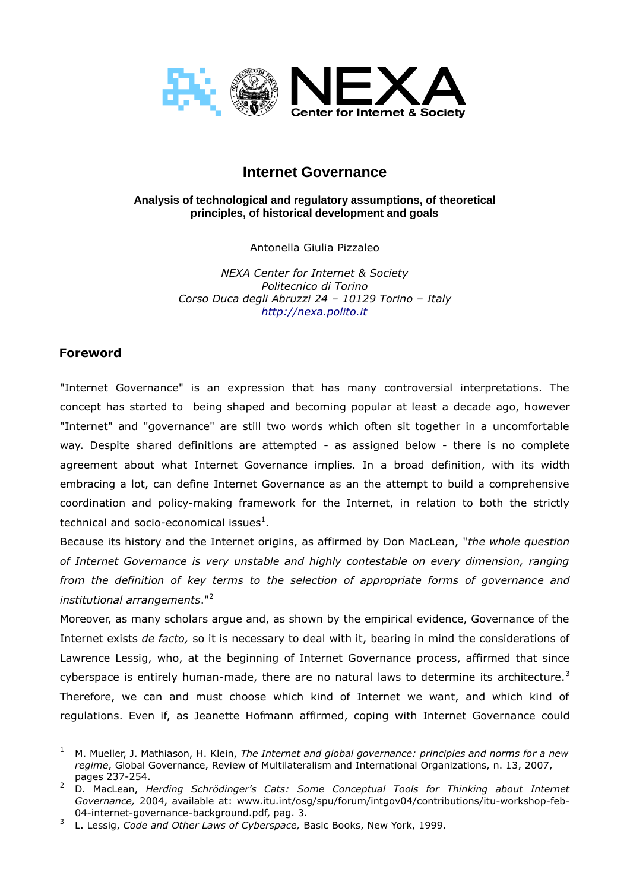# Internet Governance

**Analysis of technological and regulatory assumptions, of theoretical principles, of historical development and goals**

Antonella Giulia Pizzaleo

*NEXA Center for Internet & Society*
*Politecnico di Torino*
*Corso Duca degli Abruzzi 24 – 10129 Torino – Italy*
*http://nexa.polito.it*

## Foreword

"Internet Governance" is an expression that has many controversial interpretations. The concept has started to being shaped and becoming popular at least a decade ago, however "Internet" and "governance" are still two words which often sit together in a uncomfortable way. Despite shared definitions are attempted - as assigned below - there is no complete agreement about what Internet Governance implies. In a broad definition, with its width embracing a lot, can define Internet Governance as an the attempt to build a comprehensive coordination and policy-making framework for the Internet, in relation to both the strictly technical and socio-economical issues[1].

Because its history and the Internet origins, as affirmed by Don MacLean, "*the whole question of Internet Governance is very unstable and highly contestable on every dimension, ranging from the definition of key terms to the selection of appropriate forms of governance and institutional arrangements*."[2]

Moreover, as many scholars argue and, as shown by the empirical evidence, Governance of the Internet exists *de facto,* so it is necessary to deal with it, bearing in mind the considerations of Lawrence Lessig, who, at the beginning of Internet Governance process, affirmed that since cyberspace is entirely human-made, there are no natural laws to determine its architecture.[3] Therefore, we can and must choose which kind of Internet we want, and which kind of regulations. Even if, as Jeanette Hofmann affirmed, coping with Internet Governance could

---

[1] M. Mueller, J. Mathiason, H. Klein, *The Internet and global governance: principles and norms for a new regime*, Global Governance, Review of Multilateralism and International Organizations, n. 13, 2007, pages 237-254.

[2] D. MacLean, *Herding Schrödinger's Cats: Some Conceptual Tools for Thinking about Internet Governance,* 2004, available at: www.itu.int/osg/spu/forum/intgov04/contributions/itu-workshop-feb-04-internet-governance-background.pdf, pag. 3.

[3] L. Lessig, *Code and Other Laws of Cyberspace,* Basic Books, New York, 1999.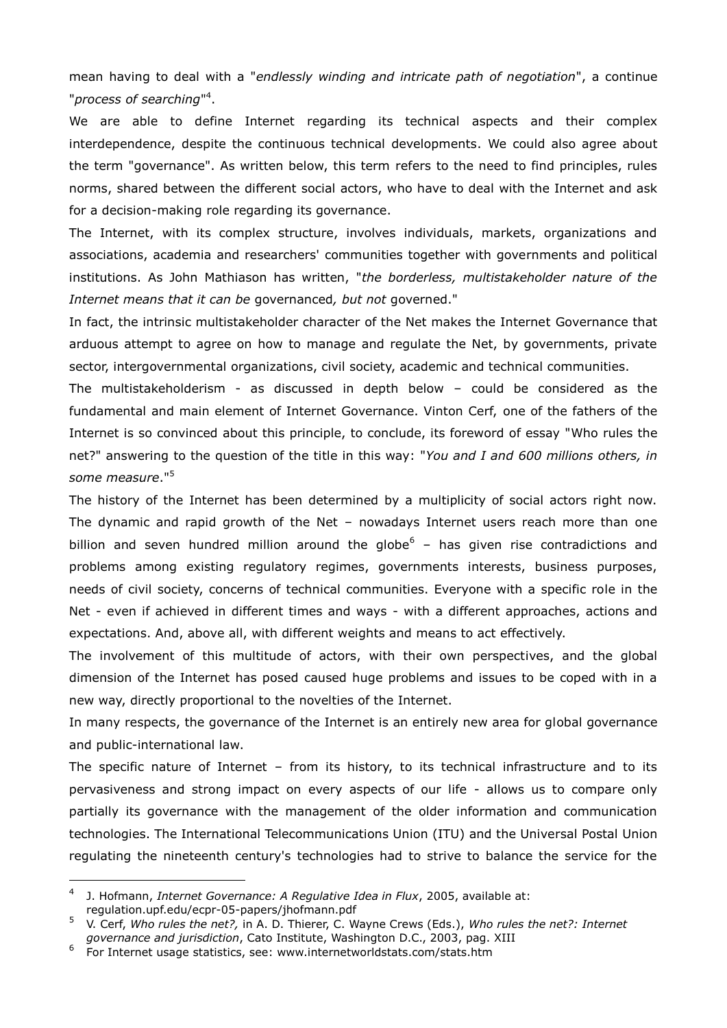mean having to deal with a "*endlessly winding and intricate path of negotiation*", a continue "*process of searching*"[4].

We are able to define Internet regarding its technical aspects and their complex interdependence, despite the continuous technical developments. We could also agree about the term "governance". As written below, this term refers to the need to find principles, rules norms, shared between the different social actors, who have to deal with the Internet and ask for a decision-making role regarding its governance.

The Internet, with its complex structure, involves individuals, markets, organizations and associations, academia and researchers' communities together with governments and political institutions. As John Mathiason has written, "*the borderless, multistakeholder nature of the Internet means that it can be* governanced*, but not* governed."

In fact, the intrinsic multistakeholder character of the Net makes the Internet Governance that arduous attempt to agree on how to manage and regulate the Net, by governments, private sector, intergovernmental organizations, civil society, academic and technical communities.

The multistakeholderism - as discussed in depth below – could be considered as the fundamental and main element of Internet Governance. Vinton Cerf, one of the fathers of the Internet is so convinced about this principle, to conclude, its foreword of essay "Who rules the net?" answering to the question of the title in this way: "*You and I and 600 millions others, in some measure*."[5]

The history of the Internet has been determined by a multiplicity of social actors right now. The dynamic and rapid growth of the Net – nowadays Internet users reach more than one billion and seven hundred million around the globe[6] – has given rise contradictions and problems among existing regulatory regimes, governments interests, business purposes, needs of civil society, concerns of technical communities. Everyone with a specific role in the Net - even if achieved in different times and ways - with a different approaches, actions and expectations. And, above all, with different weights and means to act effectively.

The involvement of this multitude of actors, with their own perspectives, and the global dimension of the Internet has posed caused huge problems and issues to be coped with in a new way, directly proportional to the novelties of the Internet.

In many respects, the governance of the Internet is an entirely new area for global governance and public-international law.

The specific nature of Internet – from its history, to its technical infrastructure and to its pervasiveness and strong impact on every aspects of our life - allows us to compare only partially its governance with the management of the older information and communication technologies. The International Telecommunications Union (ITU) and the Universal Postal Union regulating the nineteenth century's technologies had to strive to balance the service for the

---

[4] J. Hofmann, *Internet Governance: A Regulative Idea in Flux*, 2005, available at: regulation.upf.edu/ecpr-05-papers/jhofmann.pdf

[5] V. Cerf, *Who rules the net?,* in A. D. Thierer, C. Wayne Crews (Eds.), *Who rules the net?: Internet governance and jurisdiction*, Cato Institute, Washington D.C., 2003, pag. XIII

[6] For Internet usage statistics, see: www.internetworldstats.com/stats.htm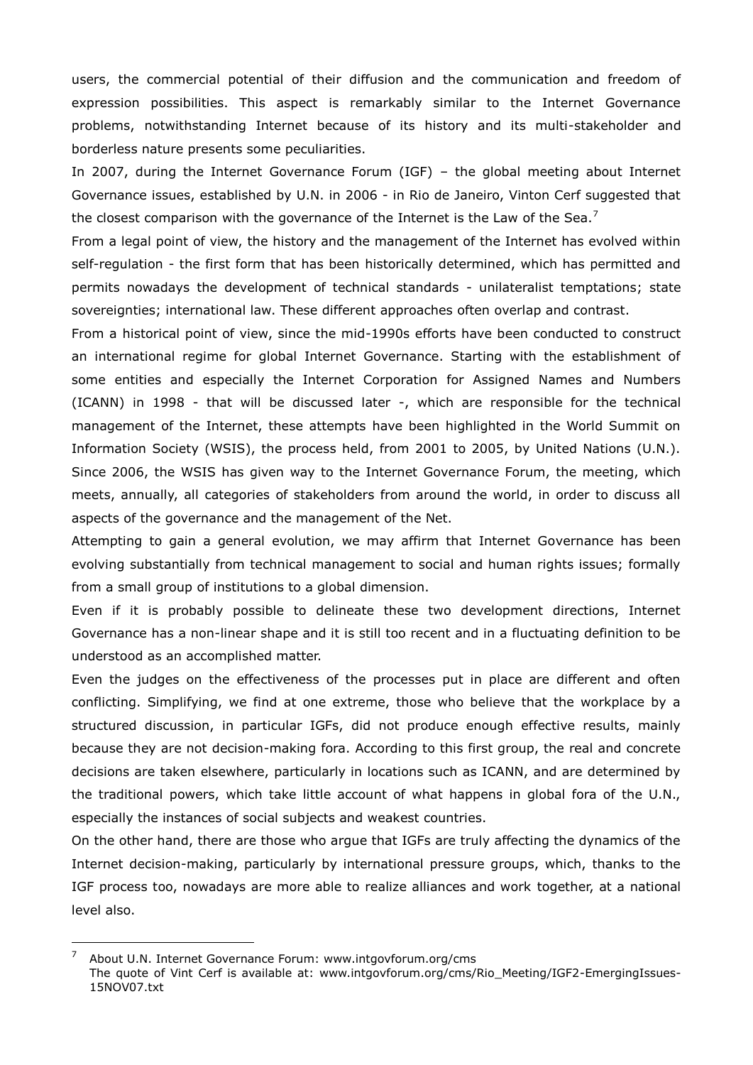users, the commercial potential of their diffusion and the communication and freedom of expression possibilities. This aspect is remarkably similar to the Internet Governance problems, notwithstanding Internet because of its history and its multi-stakeholder and borderless nature presents some peculiarities.

In 2007, during the Internet Governance Forum (IGF) – the global meeting about Internet Governance issues, established by U.N. in 2006 - in Rio de Janeiro, Vinton Cerf suggested that the closest comparison with the governance of the Internet is the Law of the Sea.[7]

From a legal point of view, the history and the management of the Internet has evolved within self-regulation - the first form that has been historically determined, which has permitted and permits nowadays the development of technical standards - unilateralist temptations; state sovereignties; international law. These different approaches often overlap and contrast.

From a historical point of view, since the mid-1990s efforts have been conducted to construct an international regime for global Internet Governance. Starting with the establishment of some entities and especially the Internet Corporation for Assigned Names and Numbers (ICANN) in 1998 - that will be discussed later -, which are responsible for the technical management of the Internet, these attempts have been highlighted in the World Summit on Information Society (WSIS), the process held, from 2001 to 2005, by United Nations (U.N.). Since 2006, the WSIS has given way to the Internet Governance Forum, the meeting, which meets, annually, all categories of stakeholders from around the world, in order to discuss all aspects of the governance and the management of the Net.

Attempting to gain a general evolution, we may affirm that Internet Governance has been evolving substantially from technical management to social and human rights issues; formally from a small group of institutions to a global dimension.

Even if it is probably possible to delineate these two development directions, Internet Governance has a non-linear shape and it is still too recent and in a fluctuating definition to be understood as an accomplished matter.

Even the judges on the effectiveness of the processes put in place are different and often conflicting. Simplifying, we find at one extreme, those who believe that the workplace by a structured discussion, in particular IGFs, did not produce enough effective results, mainly because they are not decision-making fora. According to this first group, the real and concrete decisions are taken elsewhere, particularly in locations such as ICANN, and are determined by the traditional powers, which take little account of what happens in global fora of the U.N., especially the instances of social subjects and weakest countries.

On the other hand, there are those who argue that IGFs are truly affecting the dynamics of the Internet decision-making, particularly by international pressure groups, which, thanks to the IGF process too, nowadays are more able to realize alliances and work together, at a national level also.

---

[7] About U.N. Internet Governance Forum: www.intgovforum.org/cms
The quote of Vint Cerf is available at: www.intgovforum.org/cms/Rio_Meeting/IGF2-EmergingIssues-15NOV07.txt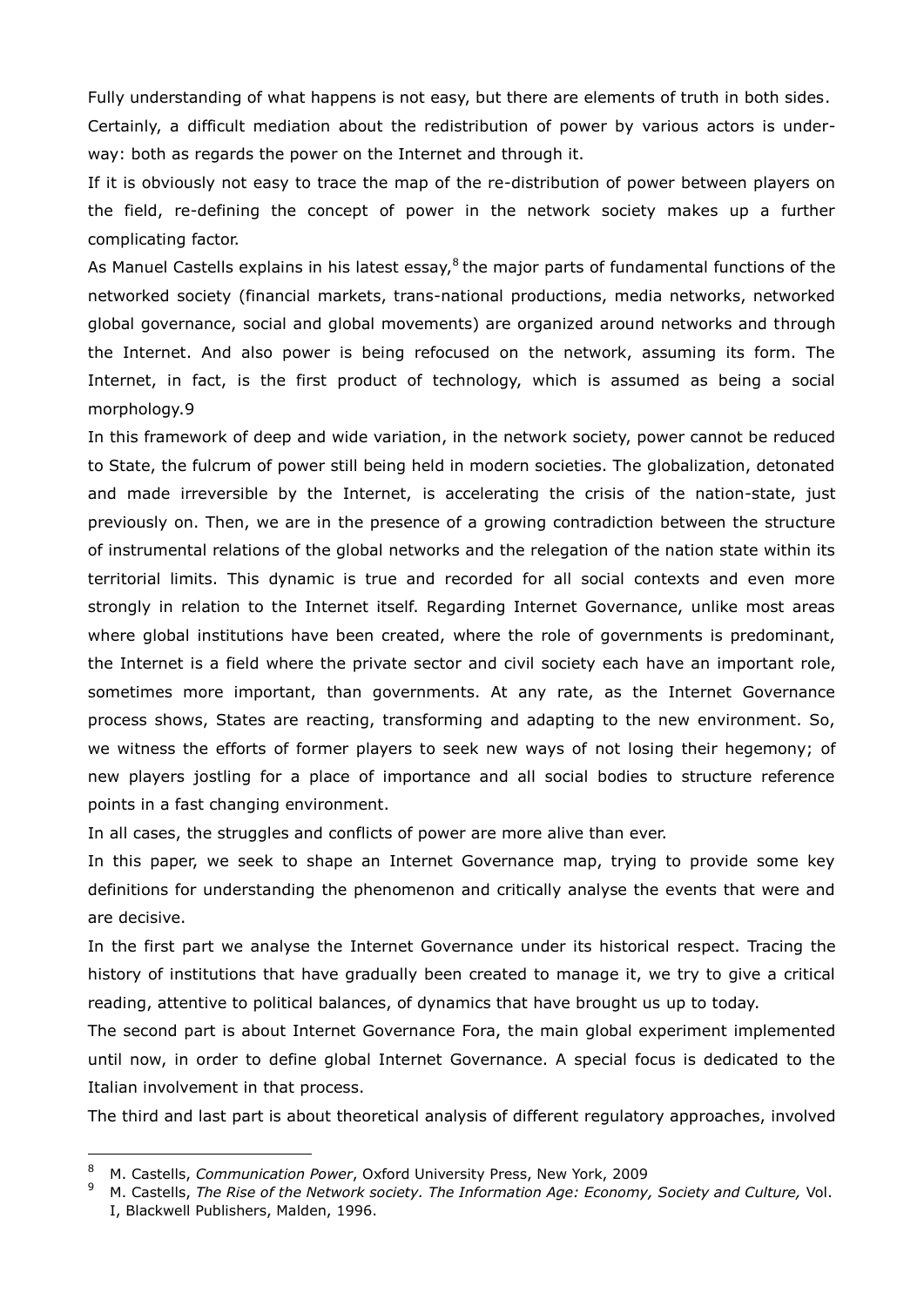Fully understanding of what happens is not easy, but there are elements of truth in both sides. Certainly, a difficult mediation about the redistribution of power by various actors is underway: both as regards the power on the Internet and through it.

If it is obviously not easy to trace the map of the re-distribution of power between players on the field, re-defining the concept of power in the network society makes up a further complicating factor.

As Manuel Castells explains in his latest essay,[8] the major parts of fundamental functions of the networked society (financial markets, trans-national productions, media networks, networked global governance, social and global movements) are organized around networks and through the Internet. And also power is being refocused on the network, assuming its form. The Internet, in fact, is the first product of technology, which is assumed as being a social morphology.9

In this framework of deep and wide variation, in the network society, power cannot be reduced to State, the fulcrum of power still being held in modern societies. The globalization, detonated and made irreversible by the Internet, is accelerating the crisis of the nation-state, just previously on. Then, we are in the presence of a growing contradiction between the structure of instrumental relations of the global networks and the relegation of the nation state within its territorial limits. This dynamic is true and recorded for all social contexts and even more strongly in relation to the Internet itself. Regarding Internet Governance, unlike most areas where global institutions have been created, where the role of governments is predominant, the Internet is a field where the private sector and civil society each have an important role, sometimes more important, than governments. At any rate, as the Internet Governance process shows, States are reacting, transforming and adapting to the new environment. So, we witness the efforts of former players to seek new ways of not losing their hegemony; of new players jostling for a place of importance and all social bodies to structure reference points in a fast changing environment.

In all cases, the struggles and conflicts of power are more alive than ever.

In this paper, we seek to shape an Internet Governance map, trying to provide some key definitions for understanding the phenomenon and critically analyse the events that were and are decisive.

In the first part we analyse the Internet Governance under its historical respect. Tracing the history of institutions that have gradually been created to manage it, we try to give a critical reading, attentive to political balances, of dynamics that have brought us up to today.

The second part is about Internet Governance Fora, the main global experiment implemented until now, in order to define global Internet Governance. A special focus is dedicated to the Italian involvement in that process.

The third and last part is about theoretical analysis of different regulatory approaches, involved

---

[8] M. Castells, *Communication Power*, Oxford University Press, New York, 2009

[9] M. Castells, *The Rise of the Network society. The Information Age: Economy, Society and Culture,* Vol. I, Blackwell Publishers, Malden, 1996.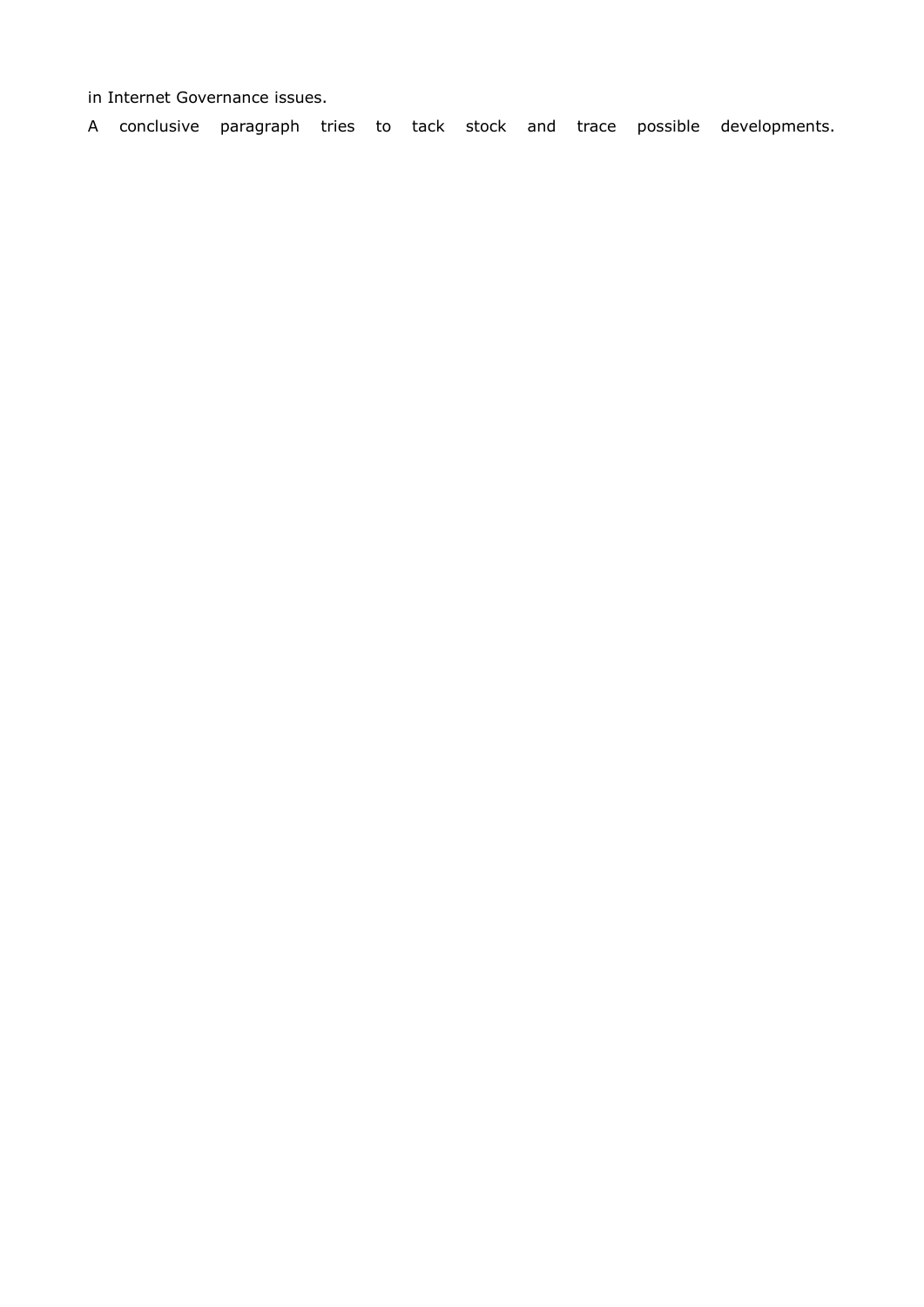in Internet Governance issues.

A conclusive paragraph tries to tack stock and trace possible developments.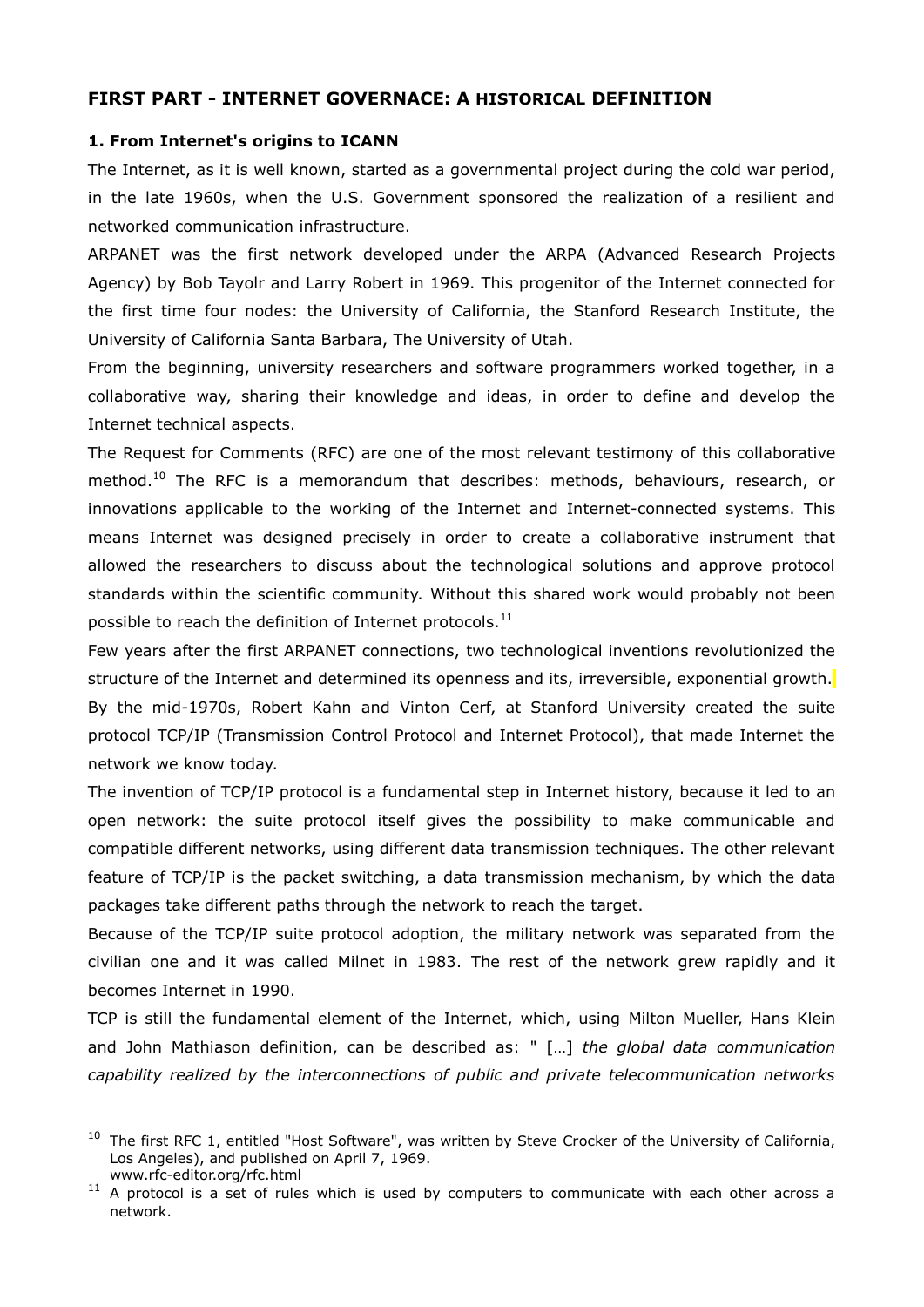## FIRST PART - INTERNET GOVERNACE: A HISTORICAL DEFINITION

### 1. From Internet's origins to ICANN

The Internet, as it is well known, started as a governmental project during the cold war period, in the late 1960s, when the U.S. Government sponsored the realization of a resilient and networked communication infrastructure.

ARPANET was the first network developed under the ARPA (Advanced Research Projects Agency) by Bob Tayolr and Larry Robert in 1969. This progenitor of the Internet connected for the first time four nodes: the University of California, the Stanford Research Institute, the University of California Santa Barbara, The University of Utah.

From the beginning, university researchers and software programmers worked together, in a collaborative way, sharing their knowledge and ideas, in order to define and develop the Internet technical aspects.

The Request for Comments (RFC) are one of the most relevant testimony of this collaborative method.[10] The RFC is a memorandum that describes: methods, behaviours, research, or innovations applicable to the working of the Internet and Internet-connected systems. This means Internet was designed precisely in order to create a collaborative instrument that allowed the researchers to discuss about the technological solutions and approve protocol standards within the scientific community. Without this shared work would probably not been possible to reach the definition of Internet protocols.[11]

Few years after the first ARPANET connections, two technological inventions revolutionized the structure of the Internet and determined its openness and its, irreversible, exponential growth. By the mid-1970s, Robert Kahn and Vinton Cerf, at Stanford University created the suite protocol TCP/IP (Transmission Control Protocol and Internet Protocol), that made Internet the network we know today.

The invention of TCP/IP protocol is a fundamental step in Internet history, because it led to an open network: the suite protocol itself gives the possibility to make communicable and compatible different networks, using different data transmission techniques. The other relevant feature of TCP/IP is the packet switching, a data transmission mechanism, by which the data packages take different paths through the network to reach the target.

Because of the TCP/IP suite protocol adoption, the military network was separated from the civilian one and it was called Milnet in 1983. The rest of the network grew rapidly and it becomes Internet in 1990.

TCP is still the fundamental element of the Internet, which, using Milton Mueller, Hans Klein and John Mathiason definition, can be described as: " […] *the global data communication capability realized by the interconnections of public and private telecommunication networks*

---

[10] The first RFC 1, entitled "Host Software", was written by Steve Crocker of the University of California, Los Angeles), and published on April 7, 1969. www.rfc-editor.org/rfc.html

[11] A protocol is a set of rules which is used by computers to communicate with each other across a network.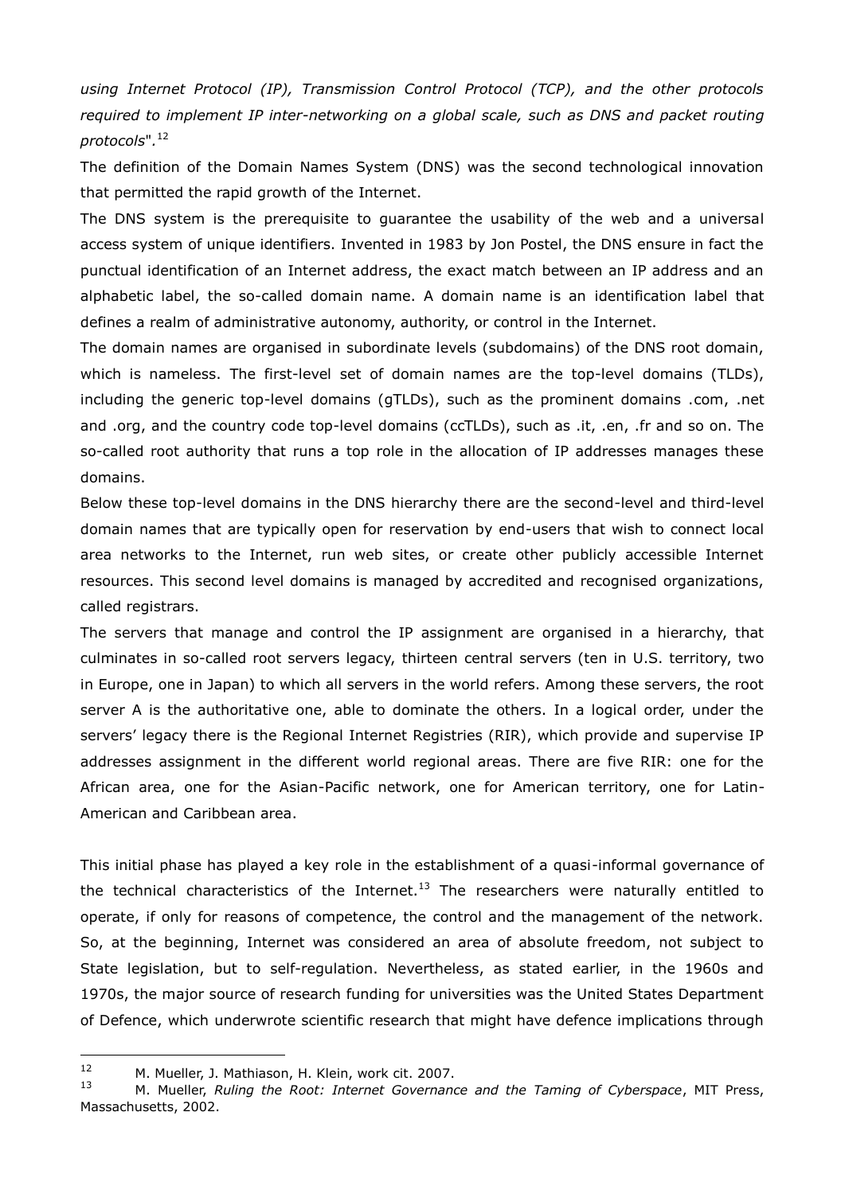*using Internet Protocol (IP), Transmission Control Protocol (TCP), and the other protocols required to implement IP inter-networking on a global scale, such as DNS and packet routing protocols*".[12]

The definition of the Domain Names System (DNS) was the second technological innovation that permitted the rapid growth of the Internet.

The DNS system is the prerequisite to guarantee the usability of the web and a universal access system of unique identifiers. Invented in 1983 by Jon Postel, the DNS ensure in fact the punctual identification of an Internet address, the exact match between an IP address and an alphabetic label, the so-called domain name. A domain name is an identification label that defines a realm of administrative autonomy, authority, or control in the Internet.

The domain names are organised in subordinate levels (subdomains) of the DNS root domain, which is nameless. The first-level set of domain names are the top-level domains (TLDs), including the generic top-level domains (gTLDs), such as the prominent domains .com, .net and .org, and the country code top-level domains (ccTLDs), such as .it, .en, .fr and so on. The so-called root authority that runs a top role in the allocation of IP addresses manages these domains.

Below these top-level domains in the DNS hierarchy there are the second-level and third-level domain names that are typically open for reservation by end-users that wish to connect local area networks to the Internet, run web sites, or create other publicly accessible Internet resources. This second level domains is managed by accredited and recognised organizations, called registrars.

The servers that manage and control the IP assignment are organised in a hierarchy, that culminates in so-called root servers legacy, thirteen central servers (ten in U.S. territory, two in Europe, one in Japan) to which all servers in the world refers. Among these servers, the root server A is the authoritative one, able to dominate the others. In a logical order, under the servers' legacy there is the Regional Internet Registries (RIR), which provide and supervise IP addresses assignment in the different world regional areas. There are five RIR: one for the African area, one for the Asian-Pacific network, one for American territory, one for Latin-American and Caribbean area.

This initial phase has played a key role in the establishment of a quasi-informal governance of the technical characteristics of the Internet.[13] The researchers were naturally entitled to operate, if only for reasons of competence, the control and the management of the network. So, at the beginning, Internet was considered an area of absolute freedom, not subject to State legislation, but to self-regulation. Nevertheless, as stated earlier, in the 1960s and 1970s, the major source of research funding for universities was the United States Department of Defence, which underwrote scientific research that might have defence implications through

---

[12] M. Mueller, J. Mathiason, H. Klein, work cit. 2007.

[13] M. Mueller, *Ruling the Root: Internet Governance and the Taming of Cyberspace*, MIT Press, Massachusetts, 2002.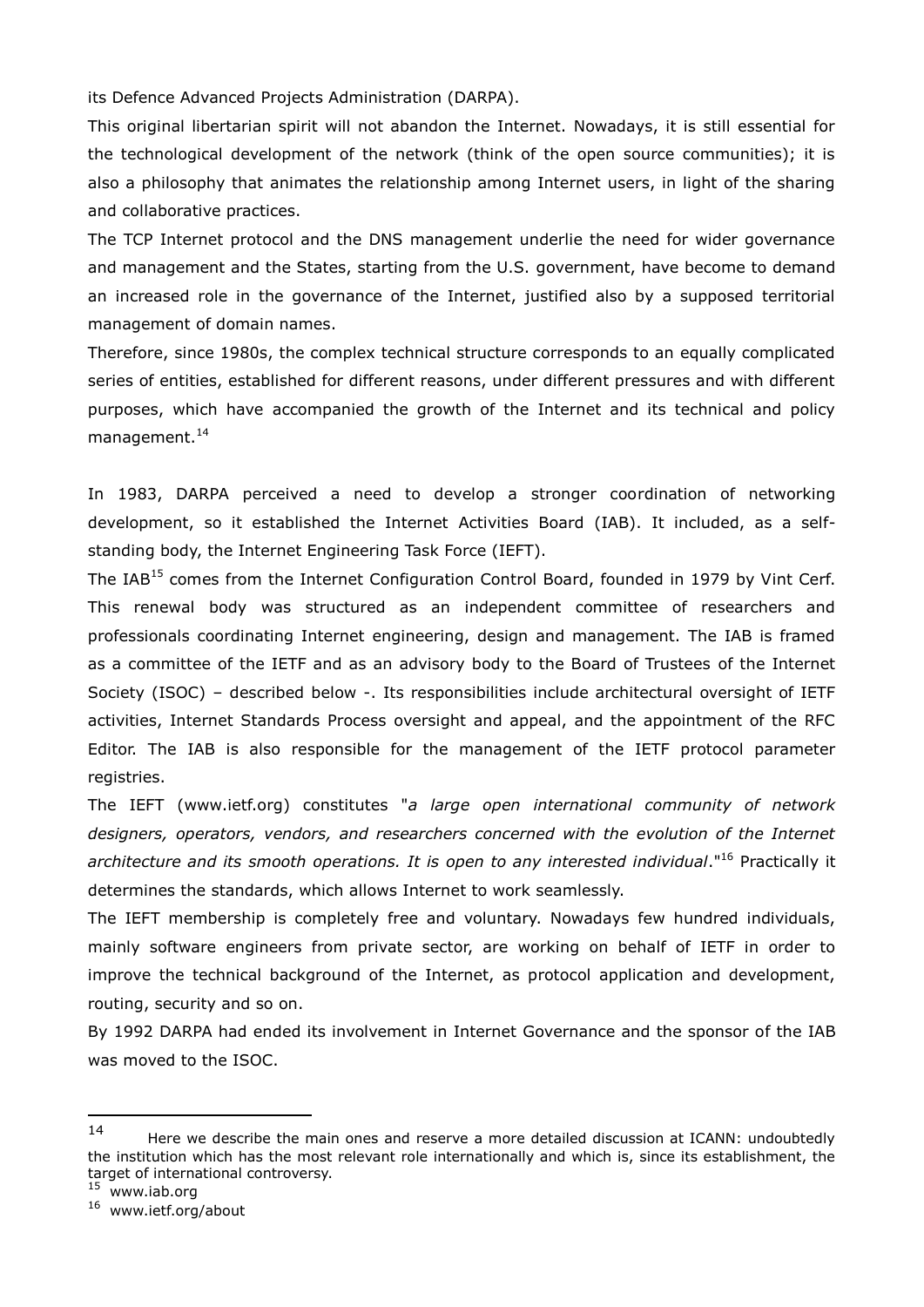its Defence Advanced Projects Administration (DARPA).

This original libertarian spirit will not abandon the Internet. Nowadays, it is still essential for the technological development of the network (think of the open source communities); it is also a philosophy that animates the relationship among Internet users, in light of the sharing and collaborative practices.

The TCP Internet protocol and the DNS management underlie the need for wider governance and management and the States, starting from the U.S. government, have become to demand an increased role in the governance of the Internet, justified also by a supposed territorial management of domain names.

Therefore, since 1980s, the complex technical structure corresponds to an equally complicated series of entities, established for different reasons, under different pressures and with different purposes, which have accompanied the growth of the Internet and its technical and policy management.[14]

In 1983, DARPA perceived a need to develop a stronger coordination of networking development, so it established the Internet Activities Board (IAB). It included, as a self-standing body, the Internet Engineering Task Force (IEFT).

The IAB[15] comes from the Internet Configuration Control Board, founded in 1979 by Vint Cerf. This renewal body was structured as an independent committee of researchers and professionals coordinating Internet engineering, design and management. The IAB is framed as a committee of the IETF and as an advisory body to the Board of Trustees of the Internet Society (ISOC) – described below -. Its responsibilities include architectural oversight of IETF activities, Internet Standards Process oversight and appeal, and the appointment of the RFC Editor. The IAB is also responsible for the management of the IETF protocol parameter registries.

The IEFT (www.ietf.org) constitutes "*a large open international community of network designers, operators, vendors, and researchers concerned with the evolution of the Internet architecture and its smooth operations. It is open to any interested individual*."[16] Practically it determines the standards, which allows Internet to work seamlessly.

The IEFT membership is completely free and voluntary. Nowadays few hundred individuals, mainly software engineers from private sector, are working on behalf of IETF in order to improve the technical background of the Internet, as protocol application and development, routing, security and so on.

By 1992 DARPA had ended its involvement in Internet Governance and the sponsor of the IAB was moved to the ISOC.

---

[14] Here we describe the main ones and reserve a more detailed discussion at ICANN: undoubtedly the institution which has the most relevant role internationally and which is, since its establishment, the target of international controversy.

[15] www.iab.org

[16] www.ietf.org/about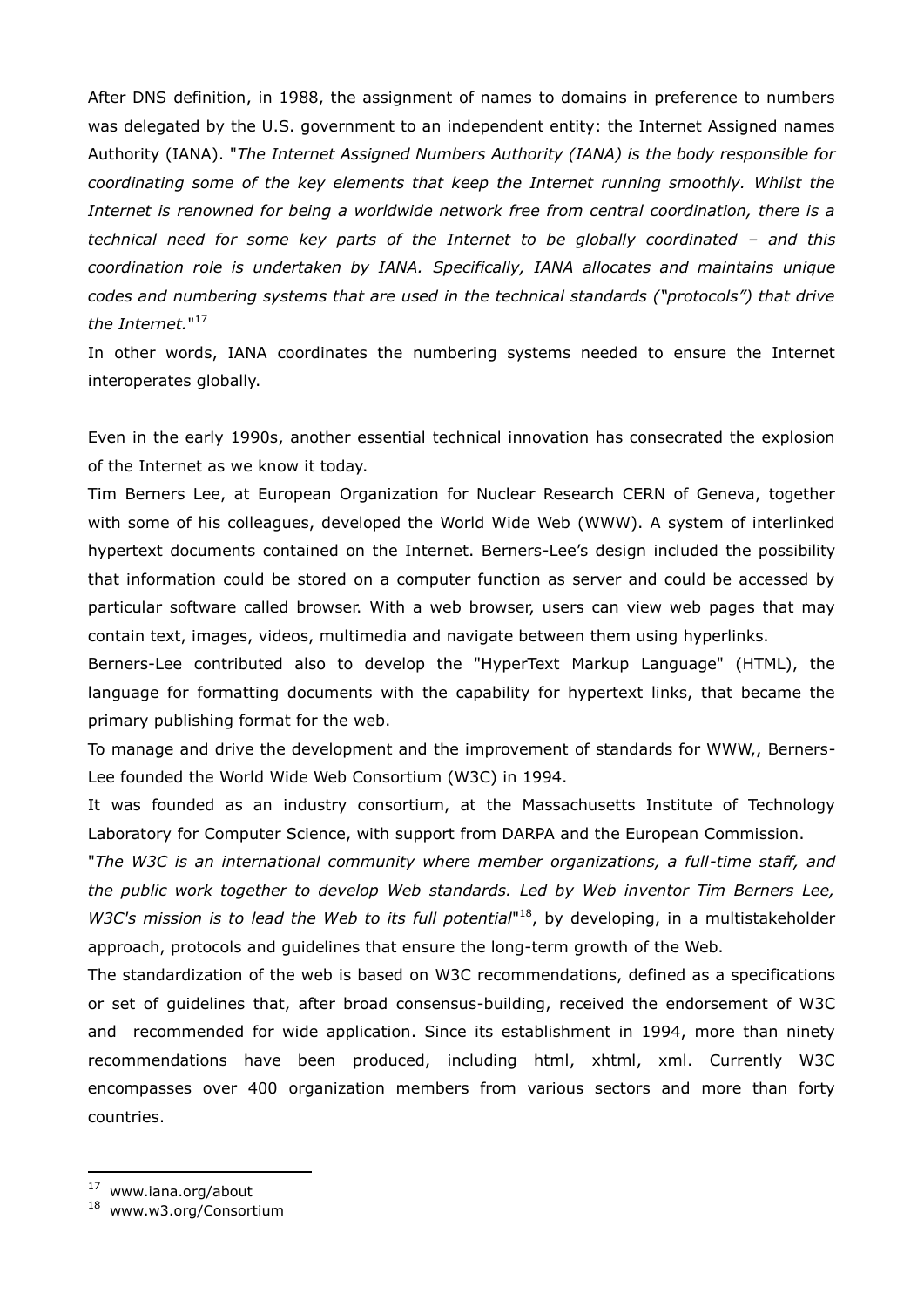After DNS definition, in 1988, the assignment of names to domains in preference to numbers was delegated by the U.S. government to an independent entity: the Internet Assigned names Authority (IANA). "*The Internet Assigned Numbers Authority (IANA) is the body responsible for coordinating some of the key elements that keep the Internet running smoothly. Whilst the Internet is renowned for being a worldwide network free from central coordination, there is a technical need for some key parts of the Internet to be globally coordinated – and this coordination role is undertaken by IANA. Specifically, IANA allocates and maintains unique codes and numbering systems that are used in the technical standards ("protocols") that drive the Internet.*"[17]

In other words, IANA coordinates the numbering systems needed to ensure the Internet interoperates globally.

Even in the early 1990s, another essential technical innovation has consecrated the explosion of the Internet as we know it today.

Tim Berners Lee, at European Organization for Nuclear Research CERN of Geneva, together with some of his colleagues, developed the World Wide Web (WWW). A system of interlinked hypertext documents contained on the Internet. Berners-Lee's design included the possibility that information could be stored on a computer function as server and could be accessed by particular software called browser. With a web browser, users can view web pages that may contain text, images, videos, multimedia and navigate between them using hyperlinks.

Berners-Lee contributed also to develop the "HyperText Markup Language" (HTML), the language for formatting documents with the capability for hypertext links, that became the primary publishing format for the web.

To manage and drive the development and the improvement of standards for WWW,, Berners-Lee founded the World Wide Web Consortium (W3C) in 1994.

It was founded as an industry consortium, at the Massachusetts Institute of Technology Laboratory for Computer Science, with support from DARPA and the European Commission.

"*The W3C is an international community where member organizations, a full-time staff, and the public work together to develop Web standards. Led by Web inventor Tim Berners Lee, W3C's mission is to lead the Web to its full potential*"[18], by developing, in a multistakeholder approach, protocols and guidelines that ensure the long-term growth of the Web.

The standardization of the web is based on W3C recommendations, defined as a specifications or set of guidelines that, after broad consensus-building, received the endorsement of W3C and recommended for wide application. Since its establishment in 1994, more than ninety recommendations have been produced, including html, xhtml, xml. Currently W3C encompasses over 400 organization members from various sectors and more than forty countries.

---

[17] www.iana.org/about

[18] www.w3.org/Consortium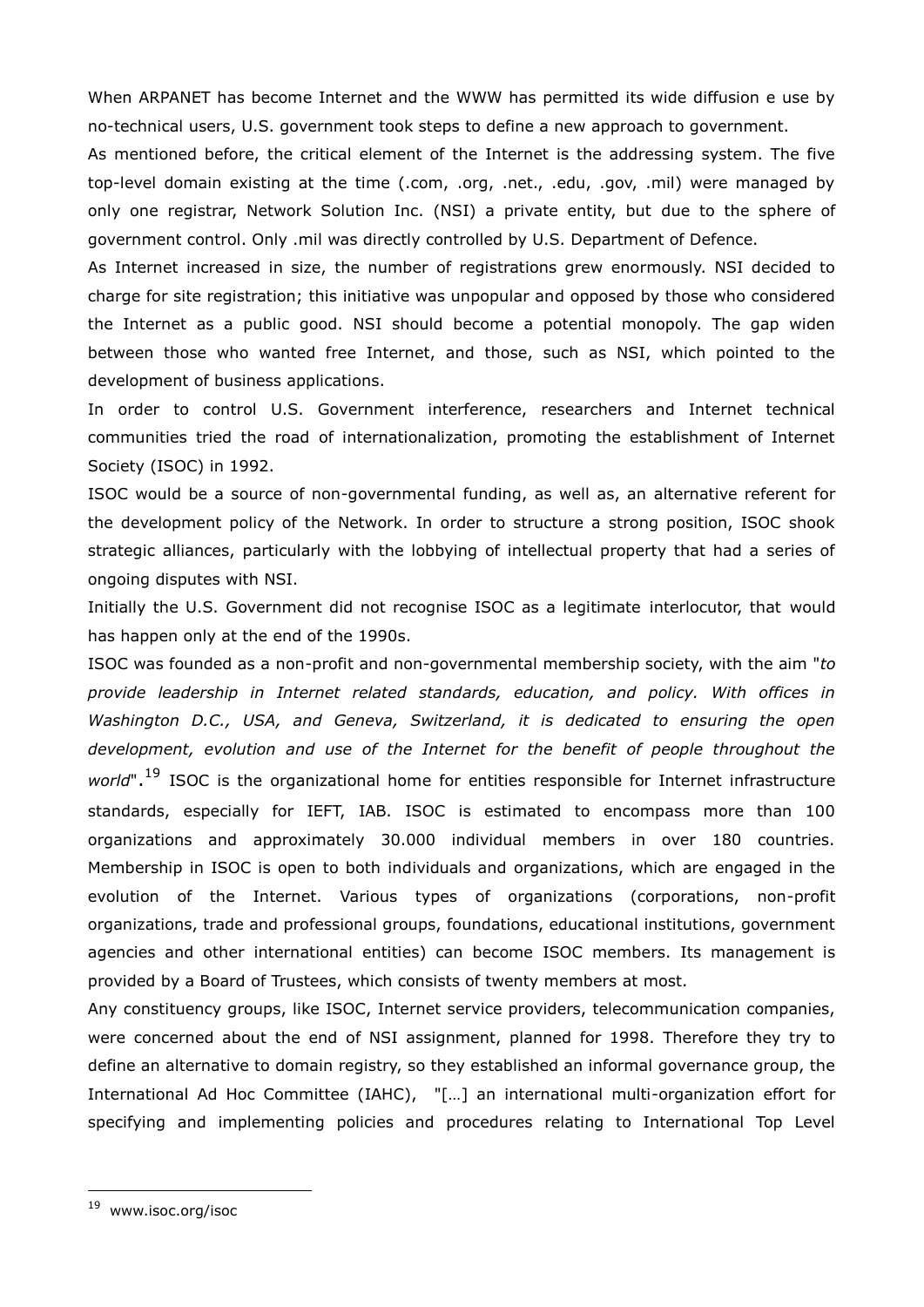When ARPANET has become Internet and the WWW has permitted its wide diffusion e use by no-technical users, U.S. government took steps to define a new approach to government.

As mentioned before, the critical element of the Internet is the addressing system. The five top-level domain existing at the time (.com, .org, .net., .edu, .gov, .mil) were managed by only one registrar, Network Solution Inc. (NSI) a private entity, but due to the sphere of government control. Only .mil was directly controlled by U.S. Department of Defence.

As Internet increased in size, the number of registrations grew enormously. NSI decided to charge for site registration; this initiative was unpopular and opposed by those who considered the Internet as a public good. NSI should become a potential monopoly. The gap widen between those who wanted free Internet, and those, such as NSI, which pointed to the development of business applications.

In order to control U.S. Government interference, researchers and Internet technical communities tried the road of internationalization, promoting the establishment of Internet Society (ISOC) in 1992.

ISOC would be a source of non-governmental funding, as well as, an alternative referent for the development policy of the Network. In order to structure a strong position, ISOC shook strategic alliances, particularly with the lobbying of intellectual property that had a series of ongoing disputes with NSI.

Initially the U.S. Government did not recognise ISOC as a legitimate interlocutor, that would has happen only at the end of the 1990s.

ISOC was founded as a non-profit and non-governmental membership society, with the aim "*to provide leadership in Internet related standards, education, and policy. With offices in Washington D.C., USA, and Geneva, Switzerland, it is dedicated to ensuring the open development, evolution and use of the Internet for the benefit of people throughout the world*".[19] ISOC is the organizational home for entities responsible for Internet infrastructure standards, especially for IEFT, IAB. ISOC is estimated to encompass more than 100 organizations and approximately 30.000 individual members in over 180 countries. Membership in ISOC is open to both individuals and organizations, which are engaged in the evolution of the Internet. Various types of organizations (corporations, non-profit organizations, trade and professional groups, foundations, educational institutions, government agencies and other international entities) can become ISOC members. Its management is provided by a Board of Trustees, which consists of twenty members at most.

Any constituency groups, like ISOC, Internet service providers, telecommunication companies, were concerned about the end of NSI assignment, planned for 1998. Therefore they try to define an alternative to domain registry, so they established an informal governance group, the International Ad Hoc Committee (IAHC), "[…] an international multi-organization effort for specifying and implementing policies and procedures relating to International Top Level

---

[19] www.isoc.org/isoc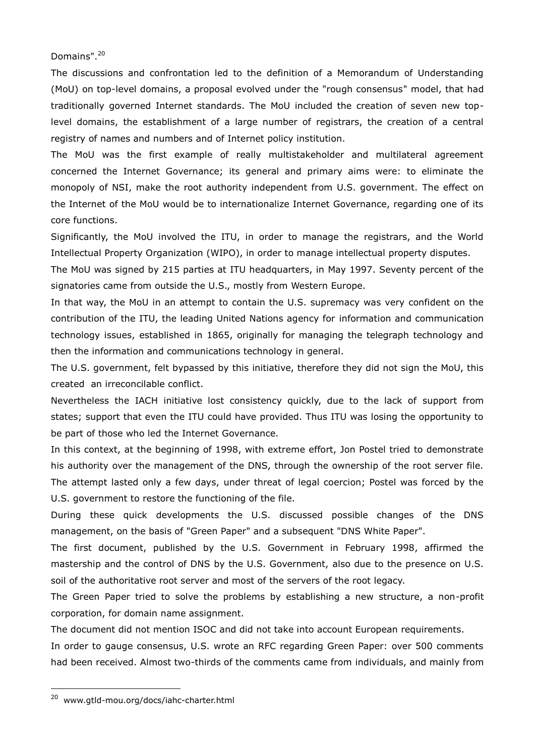Domains".[20]

The discussions and confrontation led to the definition of a Memorandum of Understanding (MoU) on top-level domains, a proposal evolved under the "rough consensus" model, that had traditionally governed Internet standards. The MoU included the creation of seven new top-level domains, the establishment of a large number of registrars, the creation of a central registry of names and numbers and of Internet policy institution.

The MoU was the first example of really multistakeholder and multilateral agreement concerned the Internet Governance; its general and primary aims were: to eliminate the monopoly of NSI, make the root authority independent from U.S. government. The effect on the Internet of the MoU would be to internationalize Internet Governance, regarding one of its core functions.

Significantly, the MoU involved the ITU, in order to manage the registrars, and the World Intellectual Property Organization (WIPO), in order to manage intellectual property disputes.

The MoU was signed by 215 parties at ITU headquarters, in May 1997. Seventy percent of the signatories came from outside the U.S., mostly from Western Europe.

In that way, the MoU in an attempt to contain the U.S. supremacy was very confident on the contribution of the ITU, the leading United Nations agency for information and communication technology issues, established in 1865, originally for managing the telegraph technology and then the information and communications technology in general.

The U.S. government, felt bypassed by this initiative, therefore they did not sign the MoU, this created an irreconcilable conflict.

Nevertheless the IACH initiative lost consistency quickly, due to the lack of support from states; support that even the ITU could have provided. Thus ITU was losing the opportunity to be part of those who led the Internet Governance.

In this context, at the beginning of 1998, with extreme effort, Jon Postel tried to demonstrate his authority over the management of the DNS, through the ownership of the root server file. The attempt lasted only a few days, under threat of legal coercion; Postel was forced by the U.S. government to restore the functioning of the file.

During these quick developments the U.S. discussed possible changes of the DNS management, on the basis of "Green Paper" and a subsequent "DNS White Paper".

The first document, published by the U.S. Government in February 1998, affirmed the mastership and the control of DNS by the U.S. Government, also due to the presence on U.S. soil of the authoritative root server and most of the servers of the root legacy.

The Green Paper tried to solve the problems by establishing a new structure, a non-profit corporation, for domain name assignment.

The document did not mention ISOC and did not take into account European requirements.

In order to gauge consensus, U.S. wrote an RFC regarding Green Paper: over 500 comments had been received. Almost two-thirds of the comments came from individuals, and mainly from

---

[20] www.gtld-mou.org/docs/iahc-charter.html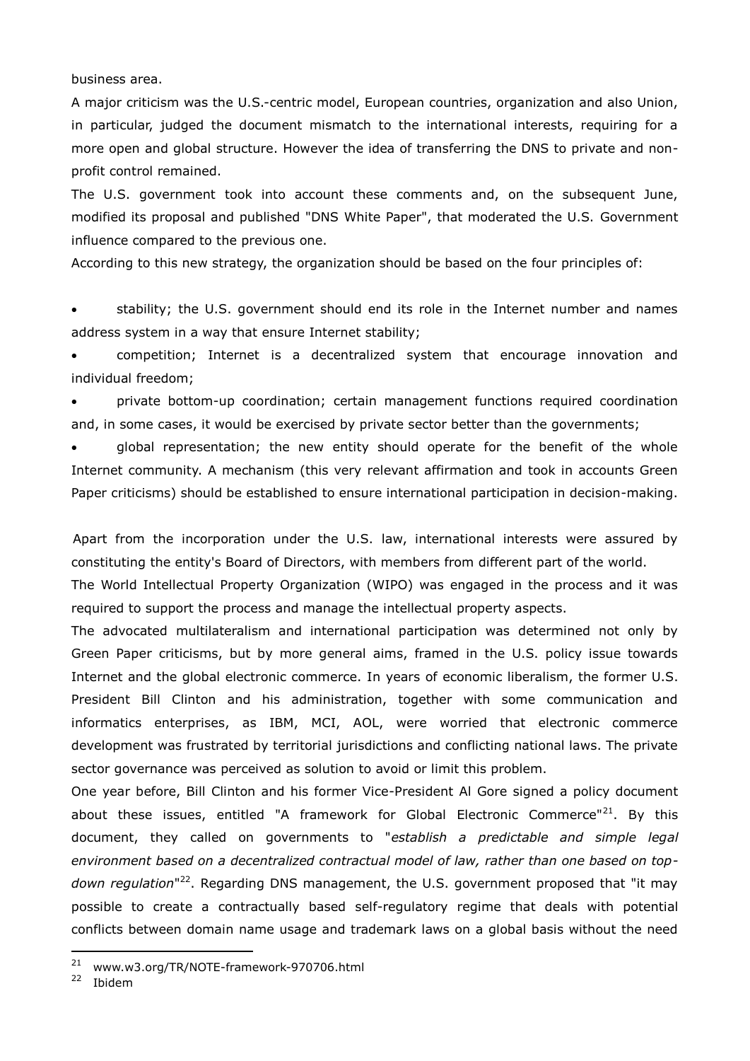business area.

A major criticism was the U.S.-centric model, European countries, organization and also Union, in particular, judged the document mismatch to the international interests, requiring for a more open and global structure. However the idea of transferring the DNS to private and non-profit control remained.

The U.S. government took into account these comments and, on the subsequent June, modified its proposal and published "DNS White Paper", that moderated the U.S. Government influence compared to the previous one.

According to this new strategy, the organization should be based on the four principles of:

- stability; the U.S. government should end its role in the Internet number and names address system in a way that ensure Internet stability;
- competition; Internet is a decentralized system that encourage innovation and individual freedom;
- private bottom-up coordination; certain management functions required coordination and, in some cases, it would be exercised by private sector better than the governments;
- global representation; the new entity should operate for the benefit of the whole Internet community. A mechanism (this very relevant affirmation and took in accounts Green Paper criticisms) should be established to ensure international participation in decision-making.

Apart from the incorporation under the U.S. law, international interests were assured by constituting the entity's Board of Directors, with members from different part of the world.

The World Intellectual Property Organization (WIPO) was engaged in the process and it was required to support the process and manage the intellectual property aspects.

The advocated multilateralism and international participation was determined not only by Green Paper criticisms, but by more general aims, framed in the U.S. policy issue towards Internet and the global electronic commerce. In years of economic liberalism, the former U.S. President Bill Clinton and his administration, together with some communication and informatics enterprises, as IBM, MCI, AOL, were worried that electronic commerce development was frustrated by territorial jurisdictions and conflicting national laws. The private sector governance was perceived as solution to avoid or limit this problem.

One year before, Bill Clinton and his former Vice-President Al Gore signed a policy document about these issues, entitled "A framework for Global Electronic Commerce"[21]. By this document, they called on governments to "*establish a predictable and simple legal environment based on a decentralized contractual model of law, rather than one based on top-down regulation*"[22]. Regarding DNS management, the U.S. government proposed that "it may possible to create a contractually based self-regulatory regime that deals with potential conflicts between domain name usage and trademark laws on a global basis without the need

[21] www.w3.org/TR/NOTE-framework-970706.html

[22] Ibidem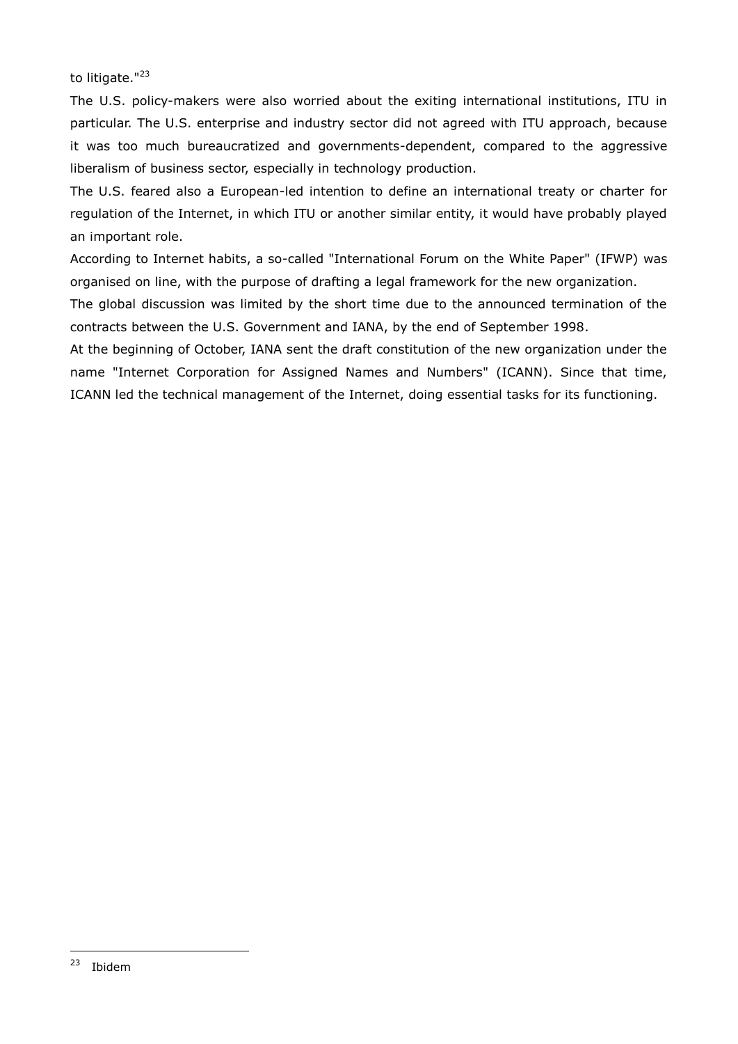to litigate."[23]

The U.S. policy-makers were also worried about the exiting international institutions, ITU in particular. The U.S. enterprise and industry sector did not agreed with ITU approach, because it was too much bureaucratized and governments-dependent, compared to the aggressive liberalism of business sector, especially in technology production.

The U.S. feared also a European-led intention to define an international treaty or charter for regulation of the Internet, in which ITU or another similar entity, it would have probably played an important role.

According to Internet habits, a so-called "International Forum on the White Paper" (IFWP) was organised on line, with the purpose of drafting a legal framework for the new organization.

The global discussion was limited by the short time due to the announced termination of the contracts between the U.S. Government and IANA, by the end of September 1998.

At the beginning of October, IANA sent the draft constitution of the new organization under the name "Internet Corporation for Assigned Names and Numbers" (ICANN). Since that time, ICANN led the technical management of the Internet, doing essential tasks for its functioning.

---

[23] Ibidem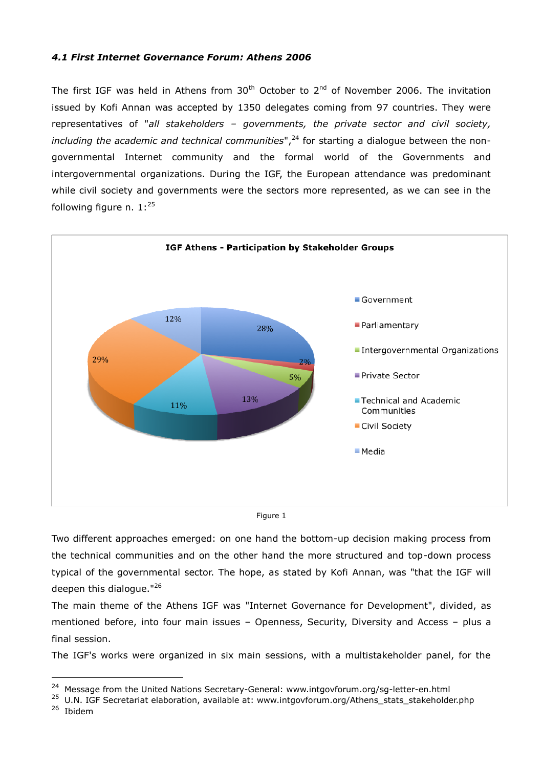#### *4.1 First Internet Governance Forum: Athens 2006*

The first IGF was held in Athens from 30th October to 2nd of November 2006. The invitation issued by Kofi Annan was accepted by 1350 delegates coming from 97 countries. They were representatives of "*all stakeholders – governments, the private sector and civil society, including the academic and technical communities*",[24] for starting a dialogue between the non-governmental Internet community and the formal world of the Governments and intergovernmental organizations. During the IGF, the European attendance was predominant while civil society and governments were the sectors more represented, as we can see in the following figure n. 1:[25]

**IGF Athens - Participation by Stakeholder Groups**

| Stakeholder Group | Participation |
|---|---|
| Government | 28% |
| Parliamentary | 2% |
| Intergovernmental Organizations | 5% |
| Private Sector | 13% |
| Technical and Academic Communities | 11% |
| Civil Society | 29% |
| Media | 12% |

Figure 1

Two different approaches emerged: on one hand the bottom-up decision making process from the technical communities and on the other hand the more structured and top-down process typical of the governmental sector. The hope, as stated by Kofi Annan, was "that the IGF will deepen this dialogue."[26]

The main theme of the Athens IGF was "Internet Governance for Development", divided, as mentioned before, into four main issues – Openness, Security, Diversity and Access – plus a final session.

The IGF's works were organized in six main sessions, with a multistakeholder panel, for the

---

[24] Message from the United Nations Secretary-General: www.intgovforum.org/sg-letter-en.html

[25] U.N. IGF Secretariat elaboration, available at: www.intgovforum.org/Athens_stats_stakeholder.php

[26] Ibidem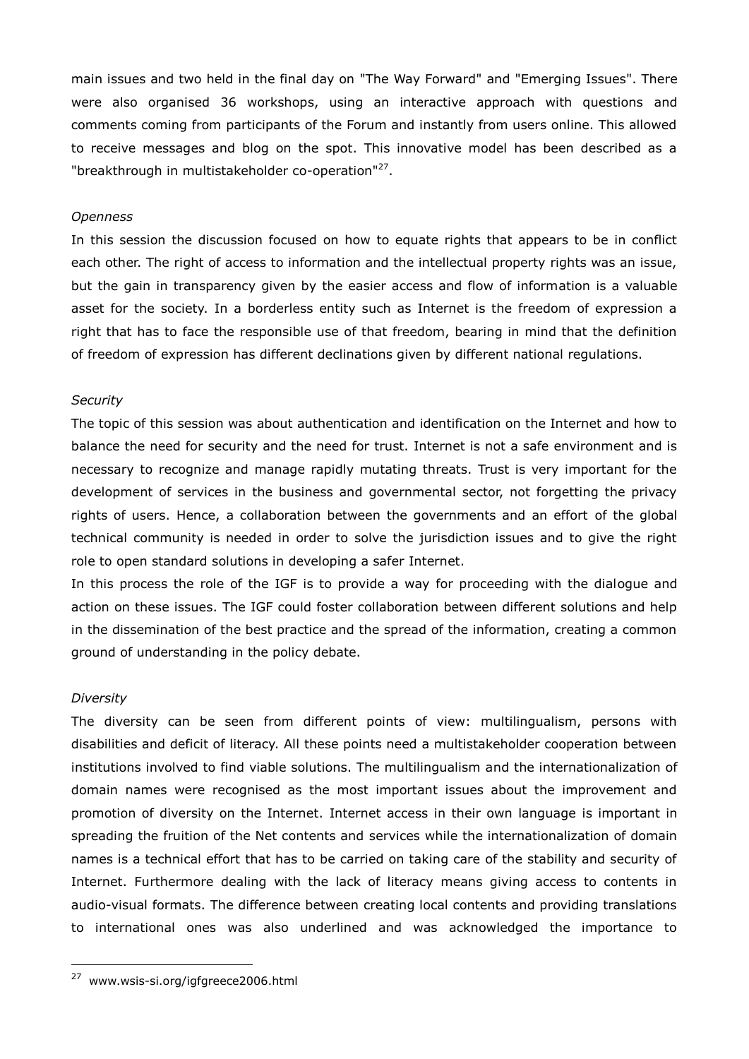main issues and two held in the final day on "The Way Forward" and "Emerging Issues". There were also organised 36 workshops, using an interactive approach with questions and comments coming from participants of the Forum and instantly from users online. This allowed to receive messages and blog on the spot. This innovative model has been described as a "breakthrough in multistakeholder co-operation"[27].

*Openness*

In this session the discussion focused on how to equate rights that appears to be in conflict each other. The right of access to information and the intellectual property rights was an issue, but the gain in transparency given by the easier access and flow of information is a valuable asset for the society. In a borderless entity such as Internet is the freedom of expression a right that has to face the responsible use of that freedom, bearing in mind that the definition of freedom of expression has different declinations given by different national regulations.

*Security*

The topic of this session was about authentication and identification on the Internet and how to balance the need for security and the need for trust. Internet is not a safe environment and is necessary to recognize and manage rapidly mutating threats. Trust is very important for the development of services in the business and governmental sector, not forgetting the privacy rights of users. Hence, a collaboration between the governments and an effort of the global technical community is needed in order to solve the jurisdiction issues and to give the right role to open standard solutions in developing a safer Internet.

In this process the role of the IGF is to provide a way for proceeding with the dialogue and action on these issues. The IGF could foster collaboration between different solutions and help in the dissemination of the best practice and the spread of the information, creating a common ground of understanding in the policy debate.

*Diversity*

The diversity can be seen from different points of view: multilingualism, persons with disabilities and deficit of literacy. All these points need a multistakeholder cooperation between institutions involved to find viable solutions. The multilingualism and the internationalization of domain names were recognised as the most important issues about the improvement and promotion of diversity on the Internet. Internet access in their own language is important in spreading the fruition of the Net contents and services while the internationalization of domain names is a technical effort that has to be carried on taking care of the stability and security of Internet. Furthermore dealing with the lack of literacy means giving access to contents in audio-visual formats. The difference between creating local contents and providing translations to international ones was also underlined and was acknowledged the importance to

---

[27] www.wsis-si.org/igfgreece2006.html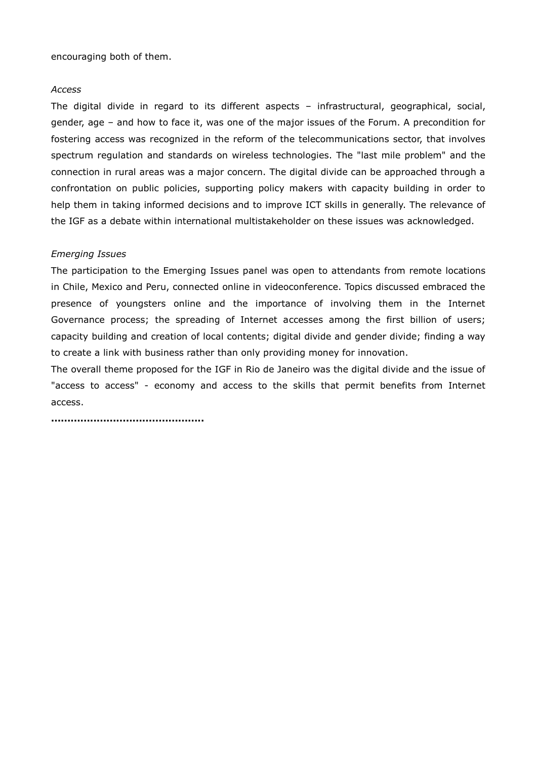encouraging both of them.

*Access*

The digital divide in regard to its different aspects – infrastructural, geographical, social, gender, age – and how to face it, was one of the major issues of the Forum. A precondition for fostering access was recognized in the reform of the telecommunications sector, that involves spectrum regulation and standards on wireless technologies. The "last mile problem" and the connection in rural areas was a major concern. The digital divide can be approached through a confrontation on public policies, supporting policy makers with capacity building in order to help them in taking informed decisions and to improve ICT skills in generally. The relevance of the IGF as a debate within international multistakeholder on these issues was acknowledged.

*Emerging Issues*

The participation to the Emerging Issues panel was open to attendants from remote locations in Chile, Mexico and Peru, connected online in videoconference. Topics discussed embraced the presence of youngsters online and the importance of involving them in the Internet Governance process; the spreading of Internet accesses among the first billion of users; capacity building and creation of local contents; digital divide and gender divide; finding a way to create a link with business rather than only providing money for innovation.

The overall theme proposed for the IGF in Rio de Janeiro was the digital divide and the issue of "access to access" - economy and access to the skills that permit benefits from Internet access.

**..............................................**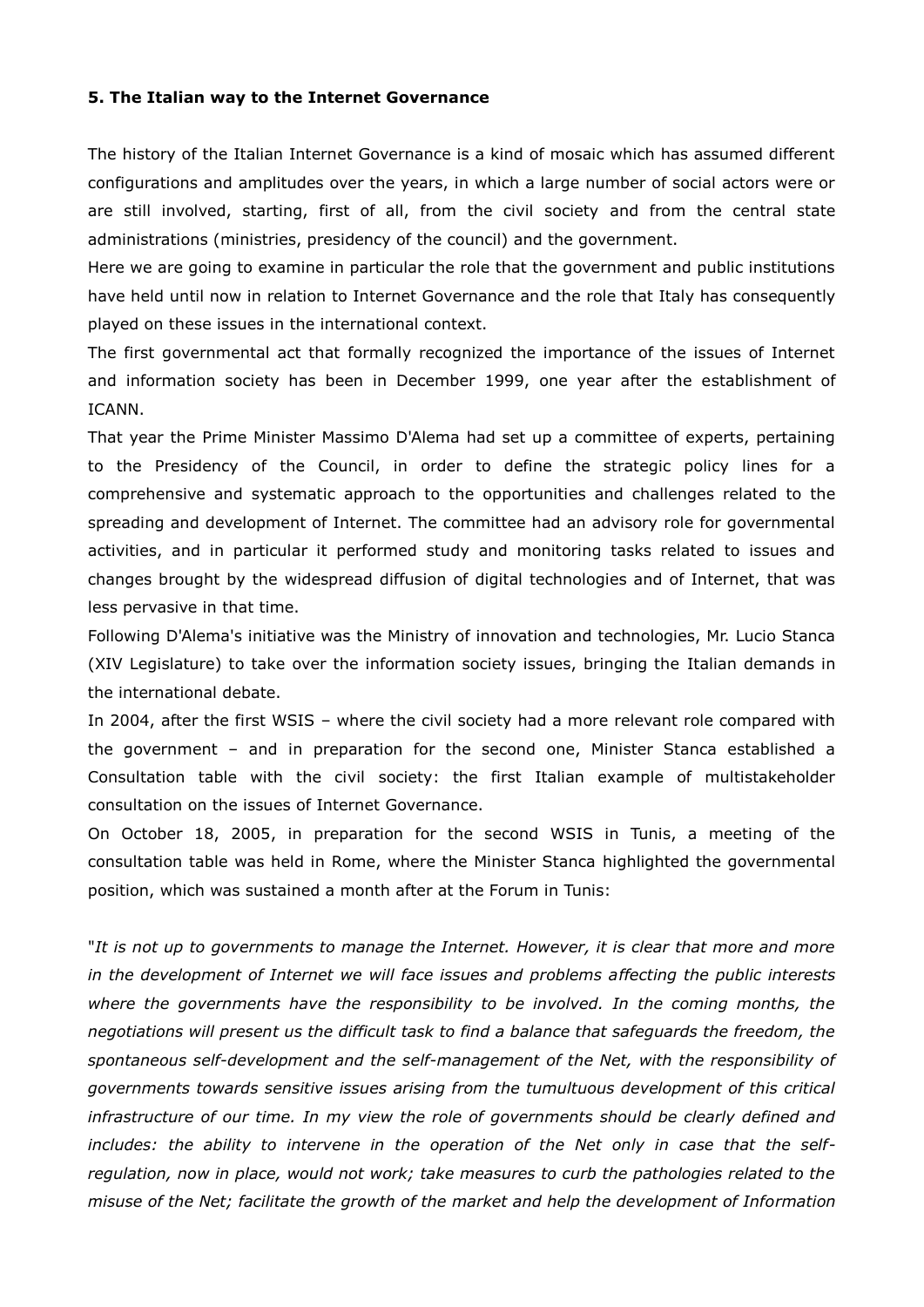**5. The Italian way to the Internet Governance**

The history of the Italian Internet Governance is a kind of mosaic which has assumed different configurations and amplitudes over the years, in which a large number of social actors were or are still involved, starting, first of all, from the civil society and from the central state administrations (ministries, presidency of the council) and the government.

Here we are going to examine in particular the role that the government and public institutions have held until now in relation to Internet Governance and the role that Italy has consequently played on these issues in the international context.

The first governmental act that formally recognized the importance of the issues of Internet and information society has been in December 1999, one year after the establishment of ICANN.

That year the Prime Minister Massimo D'Alema had set up a committee of experts, pertaining to the Presidency of the Council, in order to define the strategic policy lines for a comprehensive and systematic approach to the opportunities and challenges related to the spreading and development of Internet. The committee had an advisory role for governmental activities, and in particular it performed study and monitoring tasks related to issues and changes brought by the widespread diffusion of digital technologies and of Internet, that was less pervasive in that time.

Following D'Alema's initiative was the Ministry of innovation and technologies, Mr. Lucio Stanca (XIV Legislature) to take over the information society issues, bringing the Italian demands in the international debate.

In 2004, after the first WSIS – where the civil society had a more relevant role compared with the government – and in preparation for the second one, Minister Stanca established a Consultation table with the civil society: the first Italian example of multistakeholder consultation on the issues of Internet Governance.

On October 18, 2005, in preparation for the second WSIS in Tunis, a meeting of the consultation table was held in Rome, where the Minister Stanca highlighted the governmental position, which was sustained a month after at the Forum in Tunis:

"*It is not up to governments to manage the Internet. However, it is clear that more and more in the development of Internet we will face issues and problems affecting the public interests where the governments have the responsibility to be involved. In the coming months, the negotiations will present us the difficult task to find a balance that safeguards the freedom, the spontaneous self-development and the self-management of the Net, with the responsibility of governments towards sensitive issues arising from the tumultuous development of this critical infrastructure of our time. In my view the role of governments should be clearly defined and includes: the ability to intervene in the operation of the Net only in case that the self-regulation, now in place, would not work; take measures to curb the pathologies related to the misuse of the Net; facilitate the growth of the market and help the development of Information*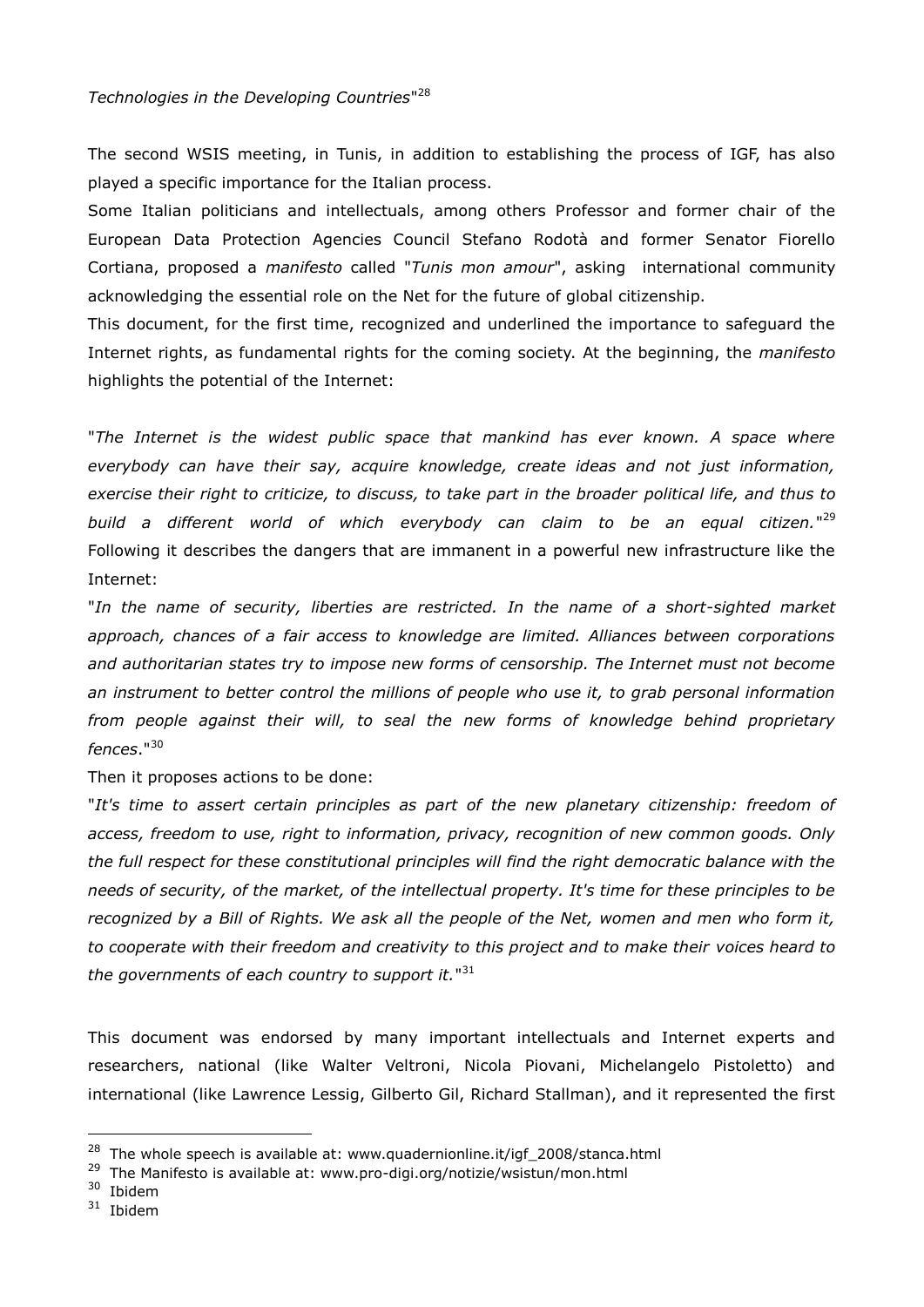*Technologies in the Developing Countries*"[28]

The second WSIS meeting, in Tunis, in addition to establishing the process of IGF, has also played a specific importance for the Italian process.

Some Italian politicians and intellectuals, among others Professor and former chair of the European Data Protection Agencies Council Stefano Rodotà and former Senator Fiorello Cortiana, proposed a *manifesto* called "*Tunis mon amour*", asking international community acknowledging the essential role on the Net for the future of global citizenship.

This document, for the first time, recognized and underlined the importance to safeguard the Internet rights, as fundamental rights for the coming society. At the beginning, the *manifesto* highlights the potential of the Internet:

"*The Internet is the widest public space that mankind has ever known. A space where everybody can have their say, acquire knowledge, create ideas and not just information, exercise their right to criticize, to discuss, to take part in the broader political life, and thus to build a different world of which everybody can claim to be an equal citizen.*"[29]

Following it describes the dangers that are immanent in a powerful new infrastructure like the Internet:

"*In the name of security, liberties are restricted. In the name of a short-sighted market approach, chances of a fair access to knowledge are limited. Alliances between corporations and authoritarian states try to impose new forms of censorship. The Internet must not become an instrument to better control the millions of people who use it, to grab personal information from people against their will, to seal the new forms of knowledge behind proprietary fences*."[30]

Then it proposes actions to be done:

"*It's time to assert certain principles as part of the new planetary citizenship: freedom of access, freedom to use, right to information, privacy, recognition of new common goods. Only the full respect for these constitutional principles will find the right democratic balance with the needs of security, of the market, of the intellectual property. It's time for these principles to be recognized by a Bill of Rights. We ask all the people of the Net, women and men who form it, to cooperate with their freedom and creativity to this project and to make their voices heard to the governments of each country to support it.*"[31]

This document was endorsed by many important intellectuals and Internet experts and researchers, national (like Walter Veltroni, Nicola Piovani, Michelangelo Pistoletto) and international (like Lawrence Lessig, Gilberto Gil, Richard Stallman), and it represented the first

---

[28] The whole speech is available at: www.quadernionline.it/igf_2008/stanca.html

[29] The Manifesto is available at: www.pro-digi.org/notizie/wsistun/mon.html

[30] Ibidem

[31] Ibidem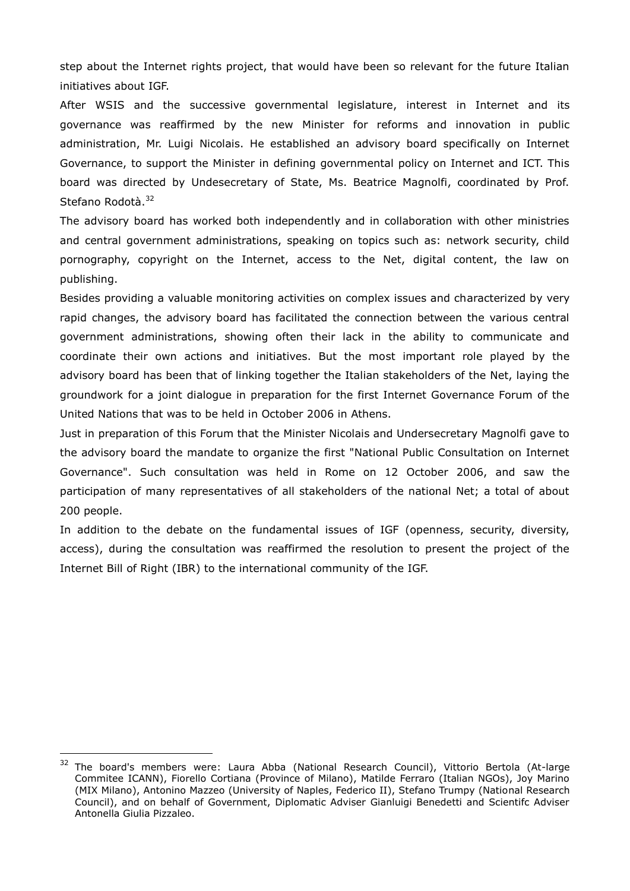step about the Internet rights project, that would have been so relevant for the future Italian initiatives about IGF.

After WSIS and the successive governmental legislature, interest in Internet and its governance was reaffirmed by the new Minister for reforms and innovation in public administration, Mr. Luigi Nicolais. He established an advisory board specifically on Internet Governance, to support the Minister in defining governmental policy on Internet and ICT. This board was directed by Undesecretary of State, Ms. Beatrice Magnolfi, coordinated by Prof. Stefano Rodotà.[32]

The advisory board has worked both independently and in collaboration with other ministries and central government administrations, speaking on topics such as: network security, child pornography, copyright on the Internet, access to the Net, digital content, the law on publishing.

Besides providing a valuable monitoring activities on complex issues and characterized by very rapid changes, the advisory board has facilitated the connection between the various central government administrations, showing often their lack in the ability to communicate and coordinate their own actions and initiatives. But the most important role played by the advisory board has been that of linking together the Italian stakeholders of the Net, laying the groundwork for a joint dialogue in preparation for the first Internet Governance Forum of the United Nations that was to be held in October 2006 in Athens.

Just in preparation of this Forum that the Minister Nicolais and Undersecretary Magnolfi gave to the advisory board the mandate to organize the first "National Public Consultation on Internet Governance". Such consultation was held in Rome on 12 October 2006, and saw the participation of many representatives of all stakeholders of the national Net; a total of about 200 people.

In addition to the debate on the fundamental issues of IGF (openness, security, diversity, access), during the consultation was reaffirmed the resolution to present the project of the Internet Bill of Right (IBR) to the international community of the IGF.

---

[32] The board's members were: Laura Abba (National Research Council), Vittorio Bertola (At-large Commitee ICANN), Fiorello Cortiana (Province of Milano), Matilde Ferraro (Italian NGOs), Joy Marino (MIX Milano), Antonino Mazzeo (University of Naples, Federico II), Stefano Trumpy (National Research Council), and on behalf of Government, Diplomatic Adviser Gianluigi Benedetti and Scientifc Adviser Antonella Giulia Pizzaleo.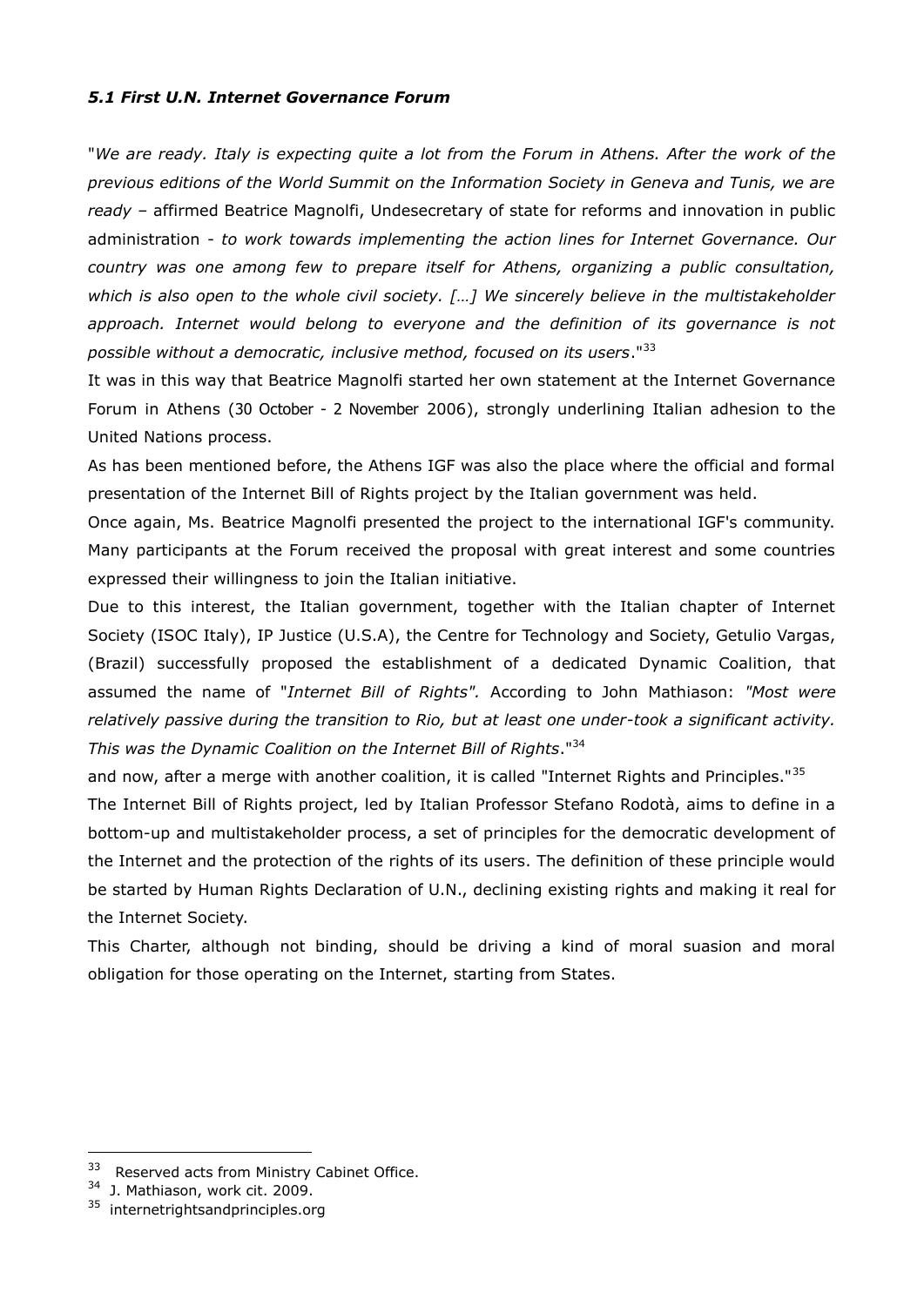### *5.1 First U.N. Internet Governance Forum*

"*We are ready. Italy is expecting quite a lot from the Forum in Athens. After the work of the previous editions of the World Summit on the Information Society in Geneva and Tunis, we are ready* – affirmed Beatrice Magnolfi, Undesecretary of state for reforms and innovation in public administration - *to work towards implementing the action lines for Internet Governance. Our country was one among few to prepare itself for Athens, organizing a public consultation, which is also open to the whole civil society. […] We sincerely believe in the multistakeholder approach. Internet would belong to everyone and the definition of its governance is not possible without a democratic, inclusive method, focused on its users*."[33]

It was in this way that Beatrice Magnolfi started her own statement at the Internet Governance Forum in Athens (30 October - 2 November 2006), strongly underlining Italian adhesion to the United Nations process.

As has been mentioned before, the Athens IGF was also the place where the official and formal presentation of the Internet Bill of Rights project by the Italian government was held.

Once again, Ms. Beatrice Magnolfi presented the project to the international IGF's community. Many participants at the Forum received the proposal with great interest and some countries expressed their willingness to join the Italian initiative.

Due to this interest, the Italian government, together with the Italian chapter of Internet Society (ISOC Italy), IP Justice (U.S.A), the Centre for Technology and Society, Getulio Vargas, (Brazil) successfully proposed the establishment of a dedicated Dynamic Coalition, that assumed the name of "*Internet Bill of Rights".* According to John Mathiason: *"Most were relatively passive during the transition to Rio, but at least one under-took a significant activity. This was the Dynamic Coalition on the Internet Bill of Rights*."[34]

and now, after a merge with another coalition, it is called "Internet Rights and Principles."[35]

The Internet Bill of Rights project, led by Italian Professor Stefano Rodotà, aims to define in a bottom-up and multistakeholder process, a set of principles for the democratic development of the Internet and the protection of the rights of its users. The definition of these principle would be started by Human Rights Declaration of U.N., declining existing rights and making it real for the Internet Society.

This Charter, although not binding, should be driving a kind of moral suasion and moral obligation for those operating on the Internet, starting from States.

---

[33] Reserved acts from Ministry Cabinet Office.

[34] J. Mathiason, work cit. 2009.

[35] internetrightsandprinciples.org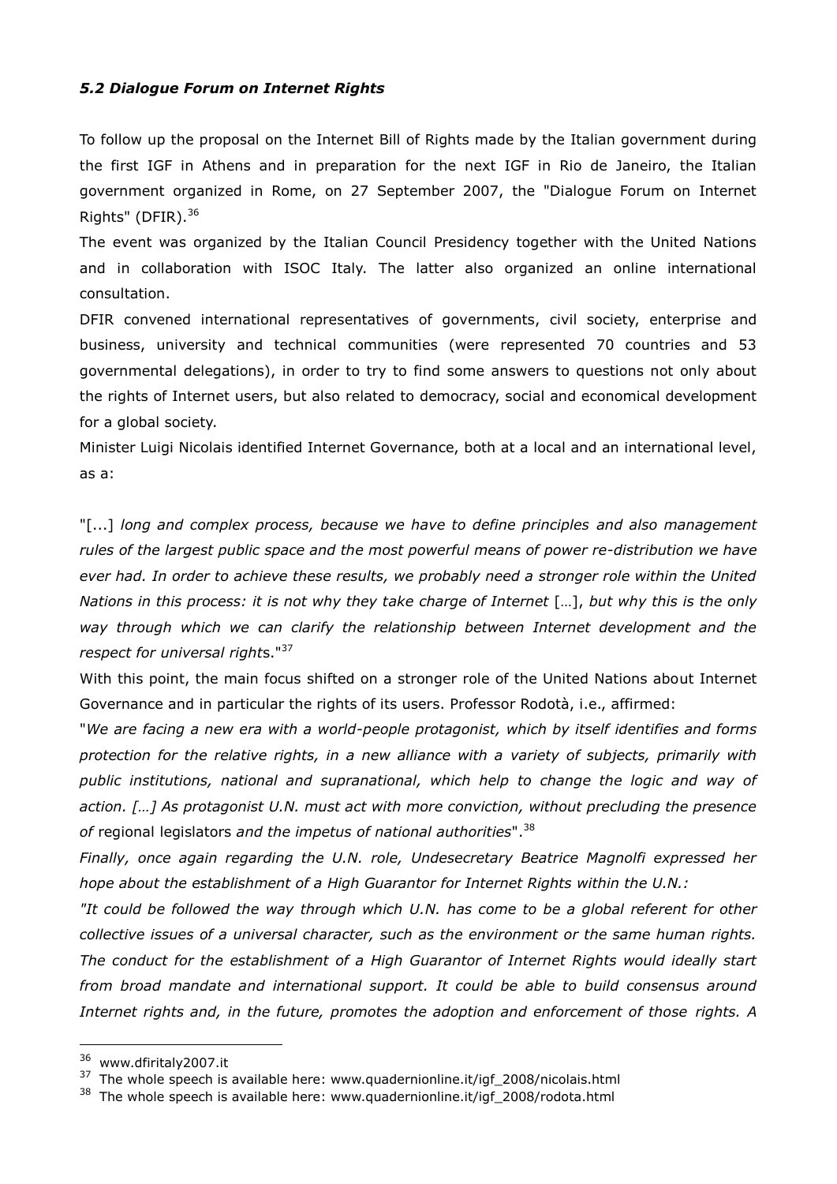### *5.2 Dialogue Forum on Internet Rights*

To follow up the proposal on the Internet Bill of Rights made by the Italian government during the first IGF in Athens and in preparation for the next IGF in Rio de Janeiro, the Italian government organized in Rome, on 27 September 2007, the "Dialogue Forum on Internet Rights" (DFIR).[36]

The event was organized by the Italian Council Presidency together with the United Nations and in collaboration with ISOC Italy. The latter also organized an online international consultation.

DFIR convened international representatives of governments, civil society, enterprise and business, university and technical communities (were represented 70 countries and 53 governmental delegations), in order to try to find some answers to questions not only about the rights of Internet users, but also related to democracy, social and economical development for a global society.

Minister Luigi Nicolais identified Internet Governance, both at a local and an international level, as a:

"[...] *long and complex process, because we have to define principles and also management rules of the largest public space and the most powerful means of power re-distribution we have ever had. In order to achieve these results, we probably need a stronger role within the United Nations in this process: it is not why they take charge of Internet* […], *but why this is the only way through which we can clarify the relationship between Internet development and the respect for universal rights*."[37]

With this point, the main focus shifted on a stronger role of the United Nations about Internet Governance and in particular the rights of its users. Professor Rodotà, i.e., affirmed:

"*We are facing a new era with a world-people protagonist, which by itself identifies and forms protection for the relative rights, in a new alliance with a variety of subjects, primarily with public institutions, national and supranational, which help to change the logic and way of action. […] As protagonist U.N. must act with more conviction, without precluding the presence of* regional legislators *and the impetus of national authorities*".[38]

*Finally, once again regarding the U.N. role, Undesecretary Beatrice Magnolfi expressed her hope about the establishment of a High Guarantor for Internet Rights within the U.N.:*

*"It could be followed the way through which U.N. has come to be a global referent for other collective issues of a universal character, such as the environment or the same human rights. The conduct for the establishment of a High Guarantor of Internet Rights would ideally start from broad mandate and international support. It could be able to build consensus around Internet rights and, in the future, promotes the adoption and enforcement of those rights. A*

---

[36] www.dfiritaly2007.it

[37] The whole speech is available here: www.quadernionline.it/igf_2008/nicolais.html

[38] The whole speech is available here: www.quadernionline.it/igf_2008/rodota.html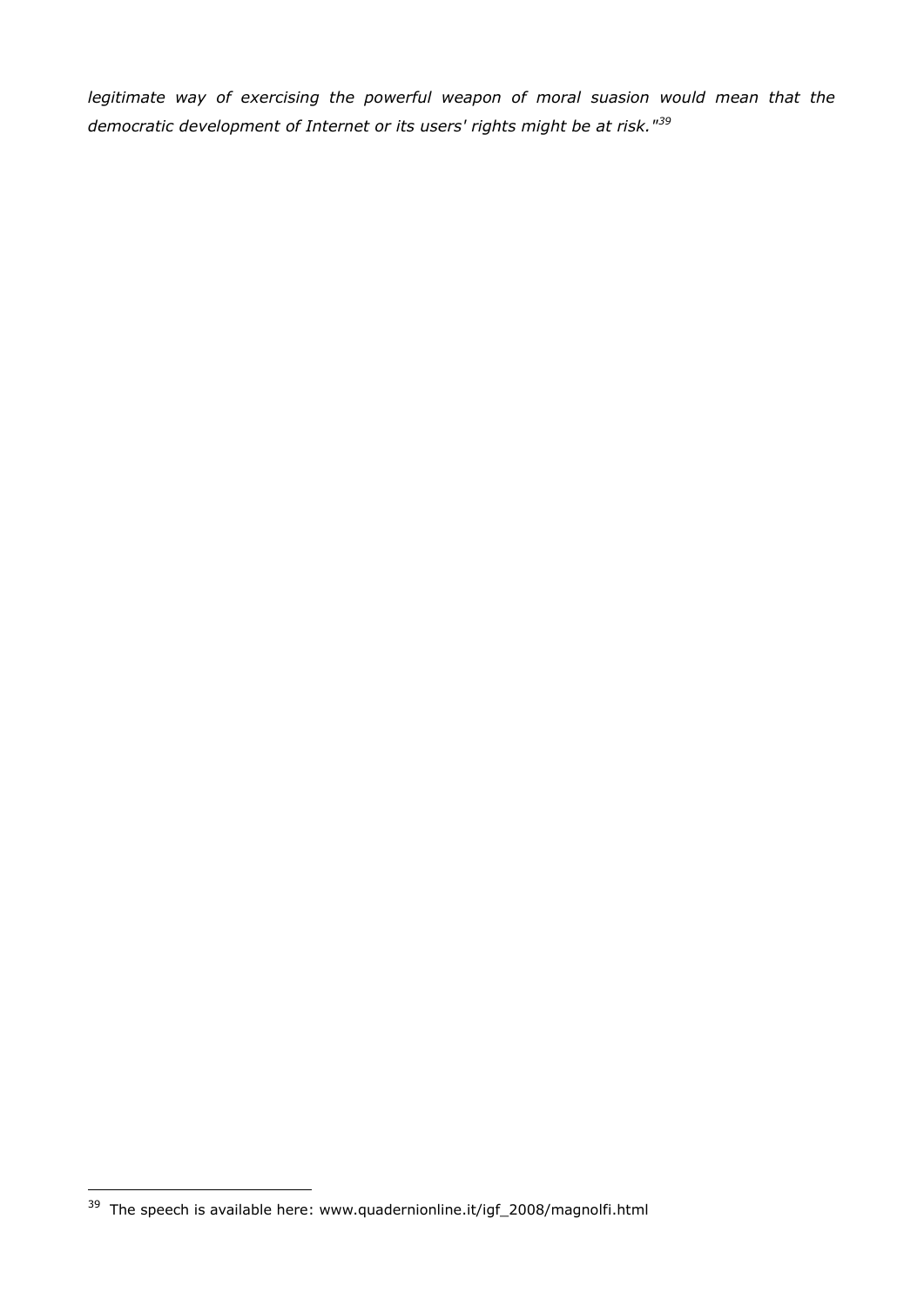*legitimate way of exercising the powerful weapon of moral suasion would mean that the democratic development of Internet or its users' rights might be at risk."*[39]

[39] The speech is available here: www.quadernionline.it/igf_2008/magnolfi.html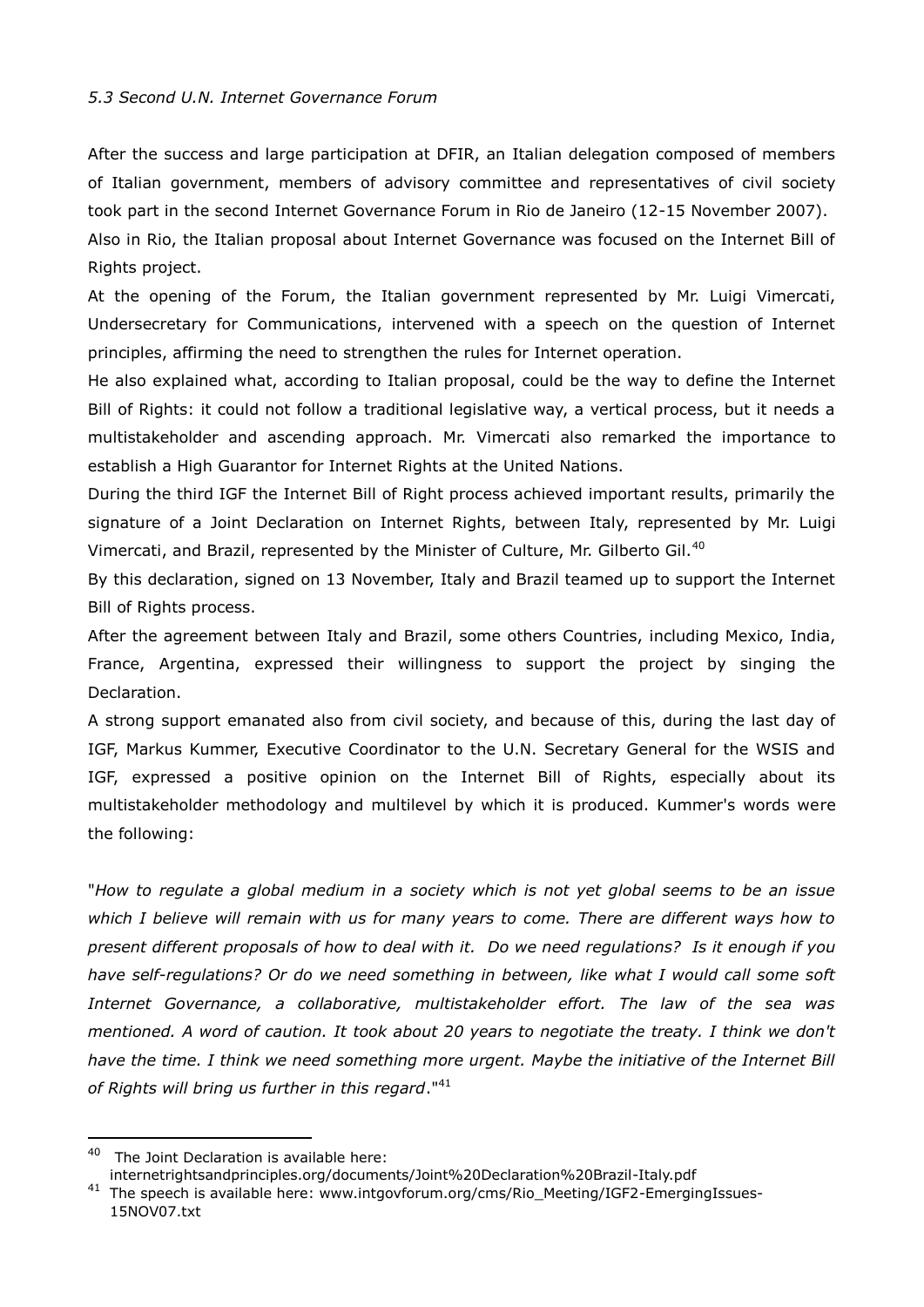*5.3 Second U.N. Internet Governance Forum*

After the success and large participation at DFIR, an Italian delegation composed of members of Italian government, members of advisory committee and representatives of civil society took part in the second Internet Governance Forum in Rio de Janeiro (12-15 November 2007).
Also in Rio, the Italian proposal about Internet Governance was focused on the Internet Bill of Rights project.
At the opening of the Forum, the Italian government represented by Mr. Luigi Vimercati, Undersecretary for Communications, intervened with a speech on the question of Internet principles, affirming the need to strengthen the rules for Internet operation.
He also explained what, according to Italian proposal, could be the way to define the Internet Bill of Rights: it could not follow a traditional legislative way, a vertical process, but it needs a multistakeholder and ascending approach. Mr. Vimercati also remarked the importance to establish a High Guarantor for Internet Rights at the United Nations.
During the third IGF the Internet Bill of Right process achieved important results, primarily the signature of a Joint Declaration on Internet Rights, between Italy, represented by Mr. Luigi Vimercati, and Brazil, represented by the Minister of Culture, Mr. Gilberto Gil.[40]
By this declaration, signed on 13 November, Italy and Brazil teamed up to support the Internet Bill of Rights process.
After the agreement between Italy and Brazil, some others Countries, including Mexico, India, France, Argentina, expressed their willingness to support the project by singing the Declaration.
A strong support emanated also from civil society, and because of this, during the last day of IGF, Markus Kummer, Executive Coordinator to the U.N. Secretary General for the WSIS and IGF, expressed a positive opinion on the Internet Bill of Rights, especially about its multistakeholder methodology and multilevel by which it is produced. Kummer's words were the following:

"*How to regulate a global medium in a society which is not yet global seems to be an issue which I believe will remain with us for many years to come. There are different ways how to present different proposals of how to deal with it. Do we need regulations? Is it enough if you have self-regulations? Or do we need something in between, like what I would call some soft Internet Governance, a collaborative, multistakeholder effort. The law of the sea was mentioned. A word of caution. It took about 20 years to negotiate the treaty. I think we don't have the time. I think we need something more urgent. Maybe the initiative of the Internet Bill of Rights will bring us further in this regard*."[41]

---

[40] The Joint Declaration is available here: internetrightsandprinciples.org/documents/Joint%20Declaration%20Brazil-Italy.pdf

[41] The speech is available here: www.intgovforum.org/cms/Rio_Meeting/IGF2-EmergingIssues-15NOV07.txt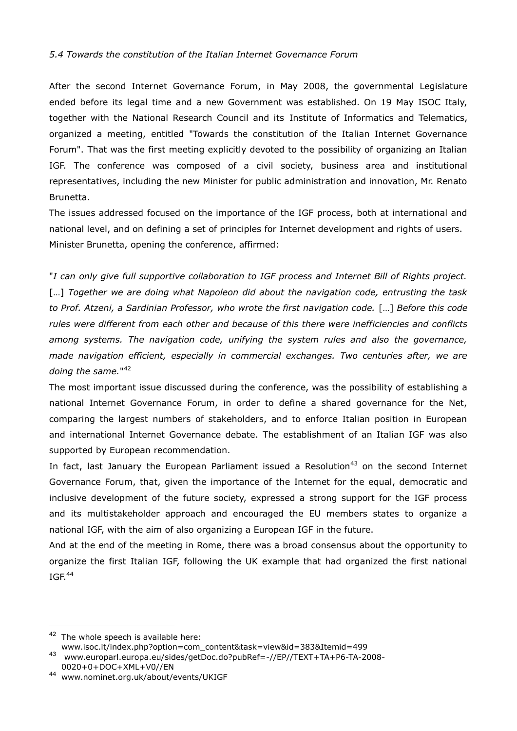*5.4 Towards the constitution of the Italian Internet Governance Forum*

After the second Internet Governance Forum, in May 2008, the governmental Legislature ended before its legal time and a new Government was established. On 19 May ISOC Italy, together with the National Research Council and its Institute of Informatics and Telematics, organized a meeting, entitled "Towards the constitution of the Italian Internet Governance Forum". That was the first meeting explicitly devoted to the possibility of organizing an Italian IGF. The conference was composed of a civil society, business area and institutional representatives, including the new Minister for public administration and innovation, Mr. Renato Brunetta.

The issues addressed focused on the importance of the IGF process, both at international and national level, and on defining a set of principles for Internet development and rights of users.

Minister Brunetta, opening the conference, affirmed:

"*I can only give full supportive collaboration to IGF process and Internet Bill of Rights project.* […] *Together we are doing what Napoleon did about the navigation code, entrusting the task to Prof. Atzeni, a Sardinian Professor, who wrote the first navigation code.* […] *Before this code rules were different from each other and because of this there were inefficiencies and conflicts among systems. The navigation code, unifying the system rules and also the governance, made navigation efficient, especially in commercial exchanges. Two centuries after, we are doing the same.*"[42]

The most important issue discussed during the conference, was the possibility of establishing a national Internet Governance Forum, in order to define a shared governance for the Net, comparing the largest numbers of stakeholders, and to enforce Italian position in European and international Internet Governance debate. The establishment of an Italian IGF was also supported by European recommendation.

In fact, last January the European Parliament issued a Resolution[43] on the second Internet Governance Forum, that, given the importance of the Internet for the equal, democratic and inclusive development of the future society, expressed a strong support for the IGF process and its multistakeholder approach and encouraged the EU members states to organize a national IGF, with the aim of also organizing a European IGF in the future.

And at the end of the meeting in Rome, there was a broad consensus about the opportunity to organize the first Italian IGF, following the UK example that had organized the first national IGF.[44]

---

[42] The whole speech is available here: www.isoc.it/index.php?option=com_content&task=view&id=383&Itemid=499

[43] www.europarl.europa.eu/sides/getDoc.do?pubRef=-//EP//TEXT+TA+P6-TA-2008-0020+0+DOC+XML+V0//EN

[44] www.nominet.org.uk/about/events/UKIGF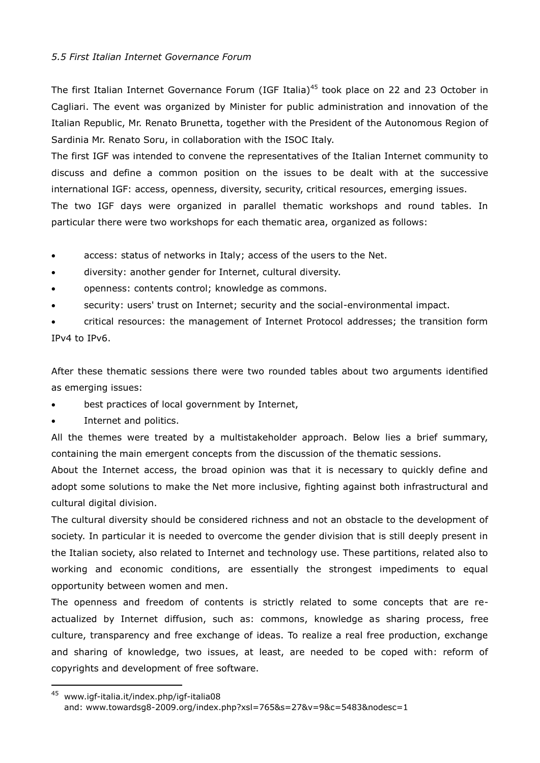### *5.5 First Italian Internet Governance Forum*

The first Italian Internet Governance Forum (IGF Italia)[45] took place on 22 and 23 October in Cagliari. The event was organized by Minister for public administration and innovation of the Italian Republic, Mr. Renato Brunetta, together with the President of the Autonomous Region of Sardinia Mr. Renato Soru, in collaboration with the ISOC Italy.

The first IGF was intended to convene the representatives of the Italian Internet community to discuss and define a common position on the issues to be dealt with at the successive international IGF: access, openness, diversity, security, critical resources, emerging issues.

The two IGF days were organized in parallel thematic workshops and round tables. In particular there were two workshops for each thematic area, organized as follows:

- access: status of networks in Italy; access of the users to the Net.
- diversity: another gender for Internet, cultural diversity.
- openness: contents control; knowledge as commons.
- security: users' trust on Internet; security and the social-environmental impact.
- critical resources: the management of Internet Protocol addresses; the transition form IPv4 to IPv6.

After these thematic sessions there were two rounded tables about two arguments identified as emerging issues:

- best practices of local government by Internet,
- Internet and politics.

All the themes were treated by a multistakeholder approach. Below lies a brief summary, containing the main emergent concepts from the discussion of the thematic sessions.

About the Internet access, the broad opinion was that it is necessary to quickly define and adopt some solutions to make the Net more inclusive, fighting against both infrastructural and cultural digital division.

The cultural diversity should be considered richness and not an obstacle to the development of society. In particular it is needed to overcome the gender division that is still deeply present in the Italian society, also related to Internet and technology use. These partitions, related also to working and economic conditions, are essentially the strongest impediments to equal opportunity between women and men.

The openness and freedom of contents is strictly related to some concepts that are re-actualized by Internet diffusion, such as: commons, knowledge as sharing process, free culture, transparency and free exchange of ideas. To realize a real free production, exchange and sharing of knowledge, two issues, at least, are needed to be coped with: reform of copyrights and development of free software.

---

[45] www.igf-italia.it/index.php/igf-italia08
and: www.towardsg8-2009.org/index.php?xsl=765&s=27&v=9&c=5483&nodesc=1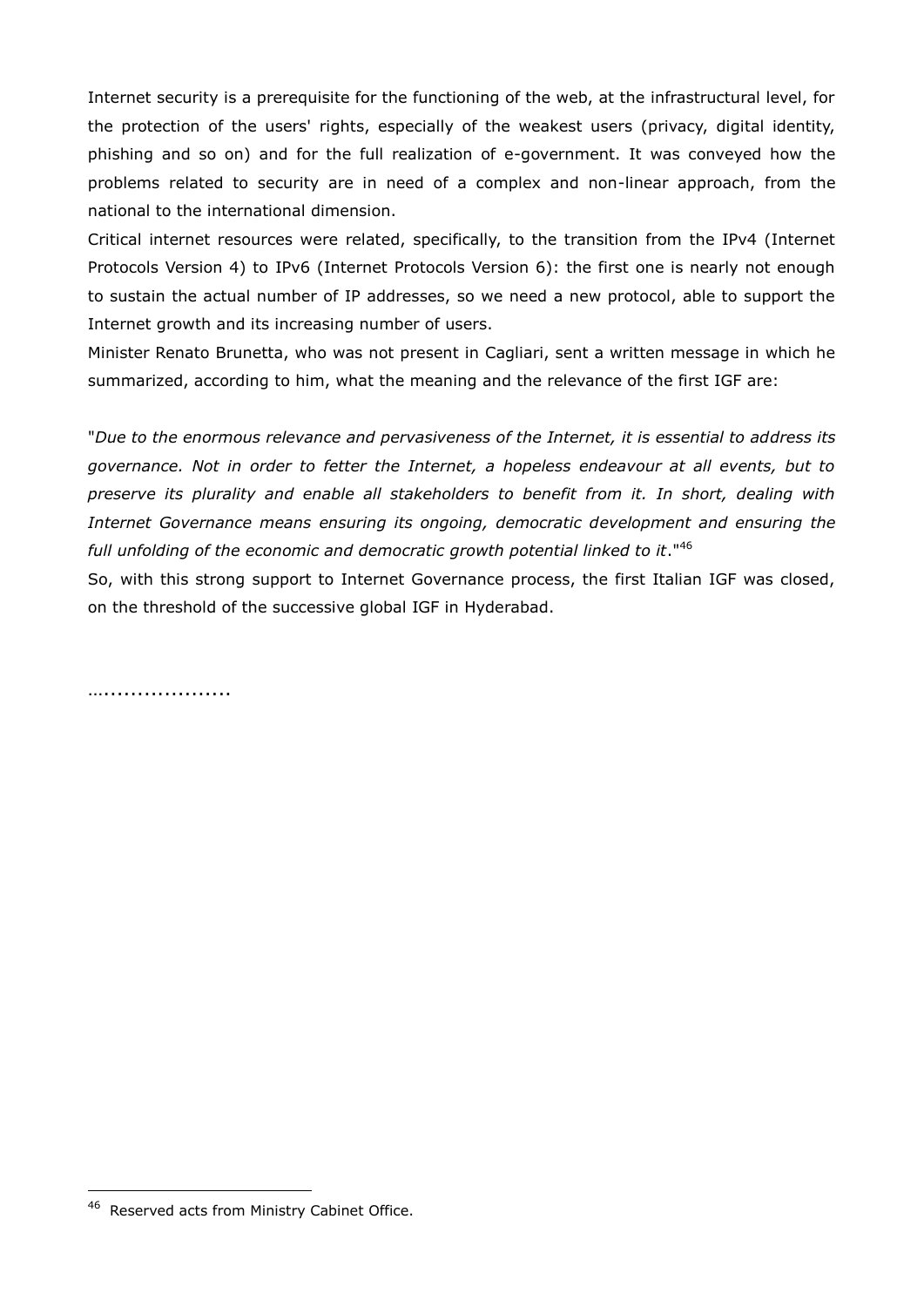Internet security is a prerequisite for the functioning of the web, at the infrastructural level, for the protection of the users' rights, especially of the weakest users (privacy, digital identity, phishing and so on) and for the full realization of e-government. It was conveyed how the problems related to security are in need of a complex and non-linear approach, from the national to the international dimension.

Critical internet resources were related, specifically, to the transition from the IPv4 (Internet Protocols Version 4) to IPv6 (Internet Protocols Version 6): the first one is nearly not enough to sustain the actual number of IP addresses, so we need a new protocol, able to support the Internet growth and its increasing number of users.

Minister Renato Brunetta, who was not present in Cagliari, sent a written message in which he summarized, according to him, what the meaning and the relevance of the first IGF are:

"*Due to the enormous relevance and pervasiveness of the Internet, it is essential to address its governance. Not in order to fetter the Internet, a hopeless endeavour at all events, but to preserve its plurality and enable all stakeholders to benefit from it. In short, dealing with Internet Governance means ensuring its ongoing, democratic development and ensuring the full unfolding of the economic and democratic growth potential linked to it*."[46]

So, with this strong support to Internet Governance process, the first Italian IGF was closed, on the threshold of the successive global IGF in Hyderabad.

…...................

[46] Reserved acts from Ministry Cabinet Office.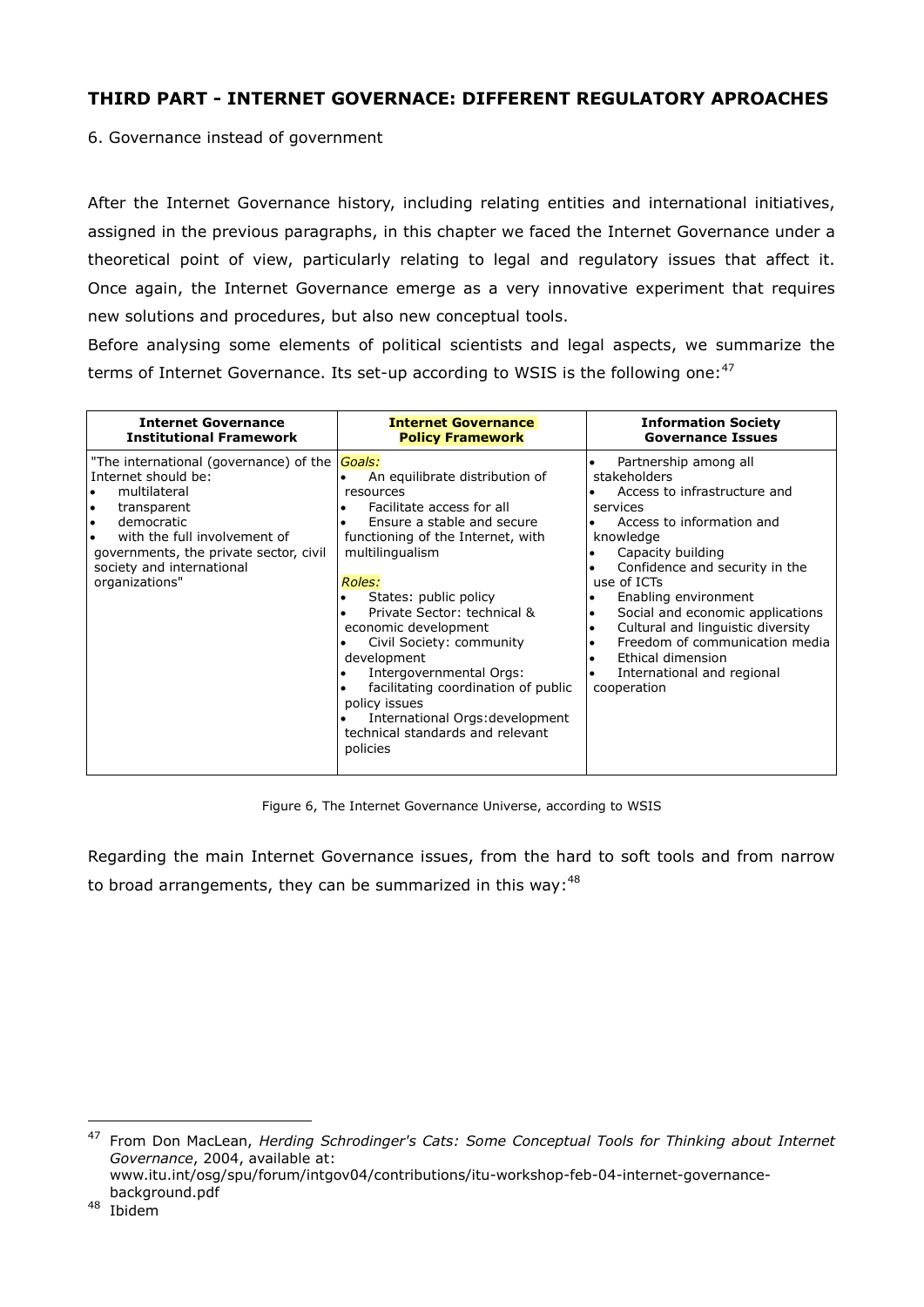## THIRD PART - INTERNET GOVERNACE: DIFFERENT REGULATORY APROACHES

6. Governance instead of government

After the Internet Governance history, including relating entities and international initiatives, assigned in the previous paragraphs, in this chapter we faced the Internet Governance under a theoretical point of view, particularly relating to legal and regulatory issues that affect it. Once again, the Internet Governance emerge as a very innovative experiment that requires new solutions and procedures, but also new conceptual tools.

Before analysing some elements of political scientists and legal aspects, we summarize the terms of Internet Governance. Its set-up according to WSIS is the following one:[47]

| Internet Governance Institutional Framework | Internet Governance Policy Framework | Information Society Governance Issues |
|---|---|---|
| "The international (governance) of the Internet should be: <br>• multilateral <br>• transparent <br>• democratic <br>• with the full involvement of governments, the private sector, civil society and international organizations" | *Goals:* <br>• An equilibrate distribution of resources <br>• Facilitate access for all <br>• Ensure a stable and secure functioning of the Internet, with multilingualism <br><br>*Roles:* <br>• States: public policy <br>• Private Sector: technical & economic development <br>• Civil Society: community development <br>• Intergovernmental Orgs: <br>• facilitating coordination of public policy issues <br>• International Orgs:development technical standards and relevant policies | • Partnership among all stakeholders <br>• Access to infrastructure and services <br>• Access to information and knowledge <br>• Capacity building <br>• Confidence and security in the use of ICTs <br>• Enabling environment <br>• Social and economic applications <br>• Cultural and linguistic diversity <br>• Freedom of communication media <br>• Ethical dimension <br>• International and regional cooperation |

Figure 6, The Internet Governance Universe, according to WSIS

Regarding the main Internet Governance issues, from the hard to soft tools and from narrow to broad arrangements, they can be summarized in this way:[48]

---

[47] From Don MacLean, *Herding Schrodinger's Cats: Some Conceptual Tools for Thinking about Internet Governance*, 2004, available at: www.itu.int/osg/spu/forum/intgov04/contributions/itu-workshop-feb-04-internet-governance-background.pdf

[48] Ibidem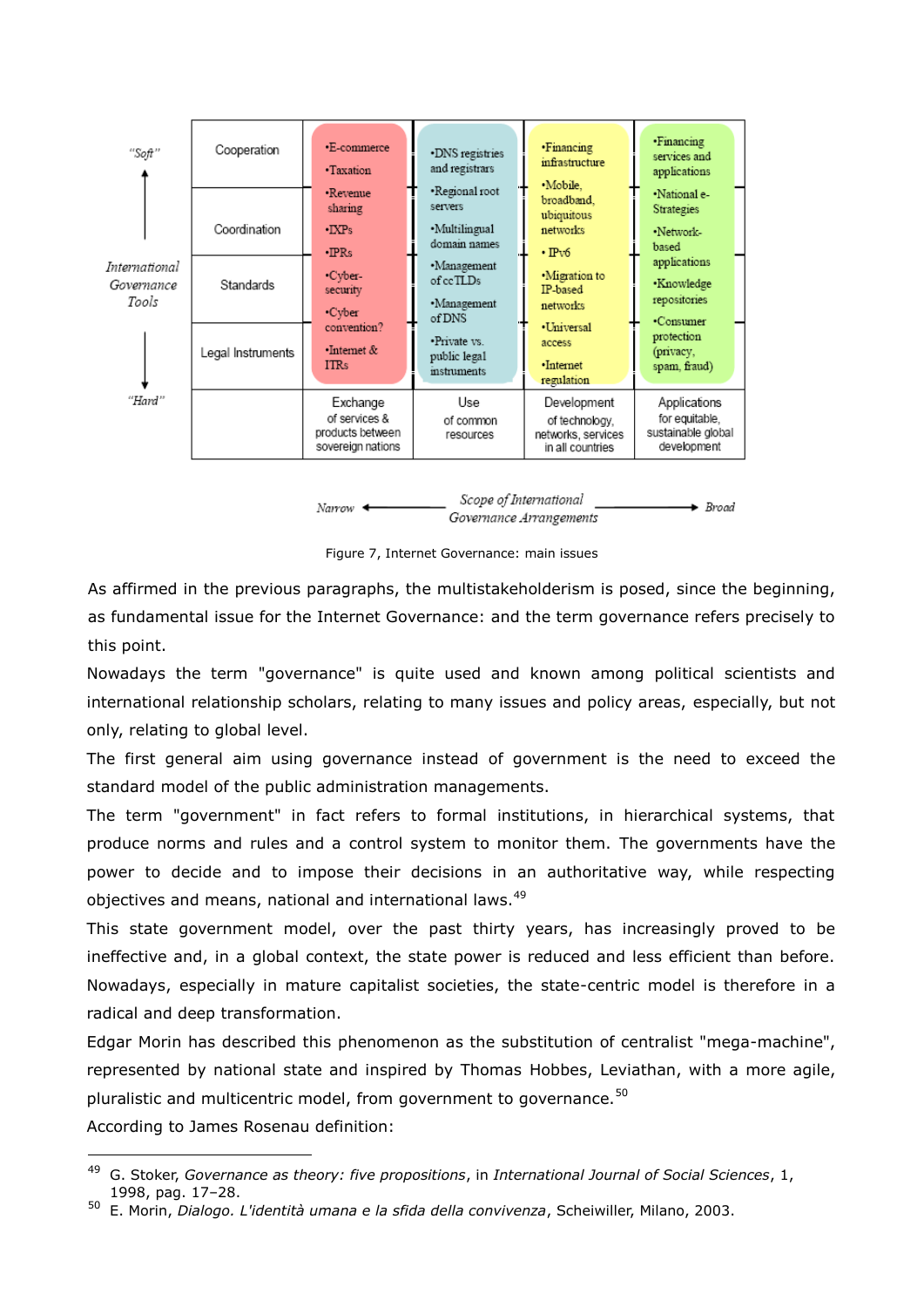| International Governance Tools ("Soft" ↑ ↓ "Hard") | Exchange of services & products between sovereign nations | Use of common resources | Development of technology, networks, services in all countries | Applications for equitable, sustainable global development |
|---|---|---|---|---|
| Cooperation<br>Coordination<br>Standards<br>Legal Instruments | •E-commerce<br>•Taxation<br>•Revenue sharing<br>•IXPs<br>•IPRs<br>•Cyber-security<br>•Cyber convention?<br>•Internet & ITRs | •DNS registries and registrars<br>•Regional root servers<br>•Multilingual domain names<br>•Management of ccTLDs<br>•Management of DNS<br>•Private vs. public legal instruments | •Financing infrastructure<br>•Mobile, broadband, ubiquitous networks<br>• IPv6<br>•Migration to IP-based networks<br>•Universal access<br>•Internet regulation | •Financing services and applications<br>•National e-Strategies<br>•Network-based applications<br>•Knowledge repositories<br>•Consumer protection (privacy, spam, fraud) |

*Narrow* ← *Scope of International Governance Arrangements* → *Broad*

Figure 7, Internet Governance: main issues

As affirmed in the previous paragraphs, the multistakeholderism is posed, since the beginning, as fundamental issue for the Internet Governance: and the term governance refers precisely to this point.

Nowadays the term "governance" is quite used and known among political scientists and international relationship scholars, relating to many issues and policy areas, especially, but not only, relating to global level.

The first general aim using governance instead of government is the need to exceed the standard model of the public administration managements.

The term "government" in fact refers to formal institutions, in hierarchical systems, that produce norms and rules and a control system to monitor them. The governments have the power to decide and to impose their decisions in an authoritative way, while respecting objectives and means, national and international laws.[49]

This state government model, over the past thirty years, has increasingly proved to be ineffective and, in a global context, the state power is reduced and less efficient than before. Nowadays, especially in mature capitalist societies, the state-centric model is therefore in a radical and deep transformation.

Edgar Morin has described this phenomenon as the substitution of centralist "mega-machine", represented by national state and inspired by Thomas Hobbes, Leviathan, with a more agile, pluralistic and multicentric model, from government to governance.[50]

According to James Rosenau definition:

---

[49] G. Stoker, *Governance as theory: five propositions*, in *International Journal of Social Sciences*, 1, 1998, pag. 17–28.

[50] E. Morin, *Dialogo. L'identità umana e la sfida della convivenza*, Scheiwiller, Milano, 2003.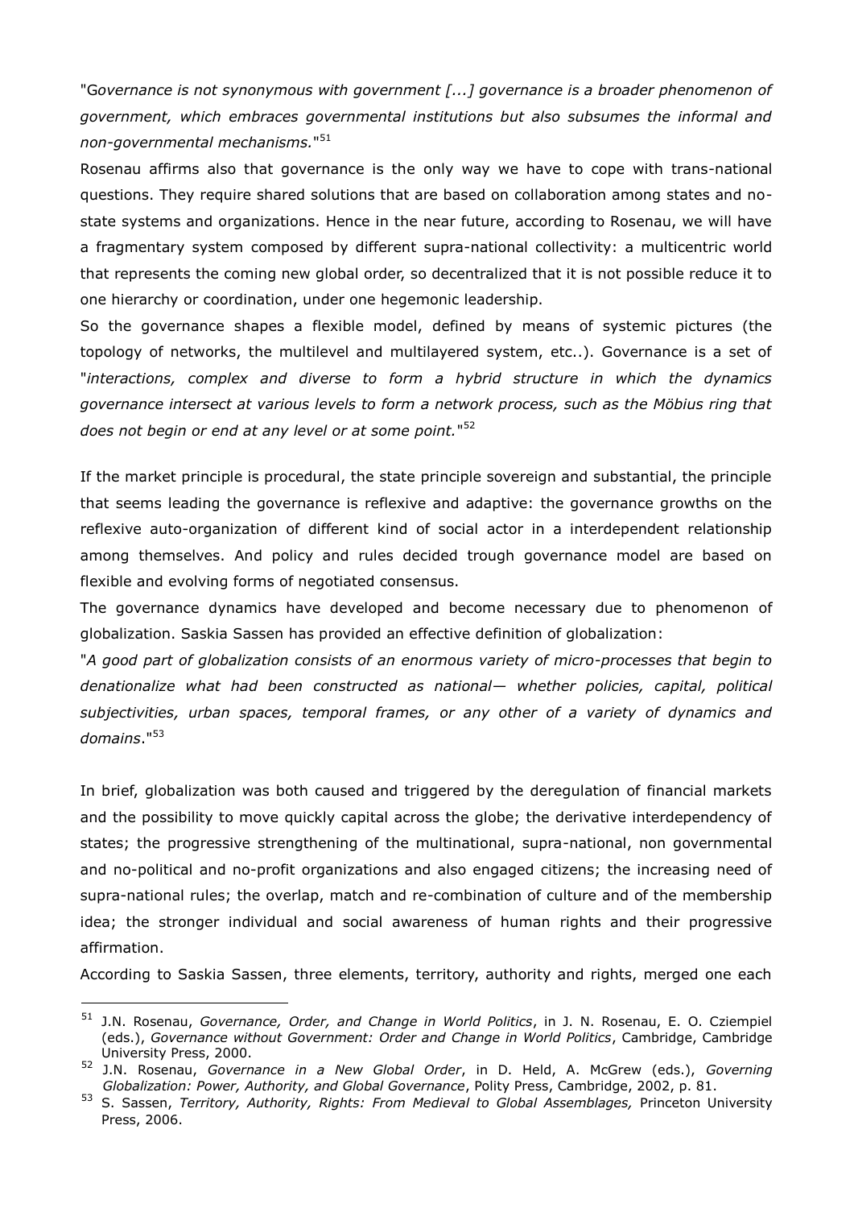"*Governance is not synonymous with government [...] governance is a broader phenomenon of government, which embraces governmental institutions but also subsumes the informal and non-governmental mechanisms.*"[51]

Rosenau affirms also that governance is the only way we have to cope with trans-national questions. They require shared solutions that are based on collaboration among states and no-state systems and organizations. Hence in the near future, according to Rosenau, we will have a fragmentary system composed by different supra-national collectivity: a multicentric world that represents the coming new global order, so decentralized that it is not possible reduce it to one hierarchy or coordination, under one hegemonic leadership.

So the governance shapes a flexible model, defined by means of systemic pictures (the topology of networks, the multilevel and multilayered system, etc..). Governance is a set of "*interactions, complex and diverse to form a hybrid structure in which the dynamics governance intersect at various levels to form a network process, such as the Möbius ring that does not begin or end at any level or at some point.*"[52]

If the market principle is procedural, the state principle sovereign and substantial, the principle that seems leading the governance is reflexive and adaptive: the governance growths on the reflexive auto-organization of different kind of social actor in a interdependent relationship among themselves. And policy and rules decided trough governance model are based on flexible and evolving forms of negotiated consensus.

The governance dynamics have developed and become necessary due to phenomenon of globalization. Saskia Sassen has provided an effective definition of globalization:

"*A good part of globalization consists of an enormous variety of micro-processes that begin to denationalize what had been constructed as national— whether policies, capital, political subjectivities, urban spaces, temporal frames, or any other of a variety of dynamics and domains*."[53]

In brief, globalization was both caused and triggered by the deregulation of financial markets and the possibility to move quickly capital across the globe; the derivative interdependency of states; the progressive strengthening of the multinational, supra-national, non governmental and no-political and no-profit organizations and also engaged citizens; the increasing need of supra-national rules; the overlap, match and re-combination of culture and of the membership idea; the stronger individual and social awareness of human rights and their progressive affirmation.

According to Saskia Sassen, three elements, territory, authority and rights, merged one each

---

[51] J.N. Rosenau, *Governance, Order, and Change in World Politics*, in J. N. Rosenau, E. O. Cziempiel (eds.), *Governance without Government: Order and Change in World Politics*, Cambridge, Cambridge University Press, 2000.

[52] J.N. Rosenau, *Governance in a New Global Order*, in D. Held, A. McGrew (eds.), *Governing Globalization: Power, Authority, and Global Governance*, Polity Press, Cambridge, 2002, p. 81.

[53] S. Sassen, *Territory, Authority, Rights: From Medieval to Global Assemblages,* Princeton University Press, 2006.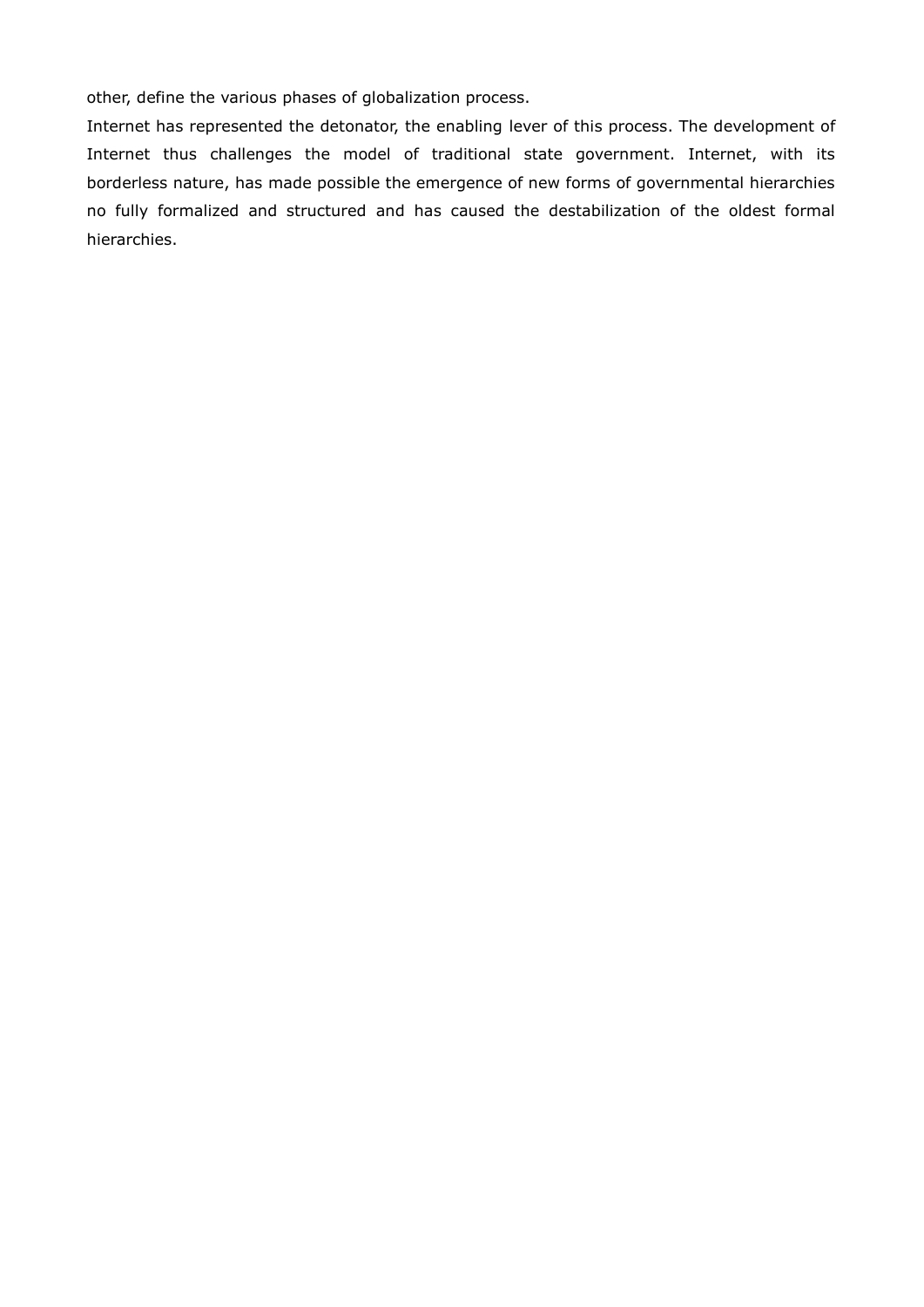other, define the various phases of globalization process.

Internet has represented the detonator, the enabling lever of this process. The development of Internet thus challenges the model of traditional state government. Internet, with its borderless nature, has made possible the emergence of new forms of governmental hierarchies no fully formalized and structured and has caused the destabilization of the oldest formal hierarchies.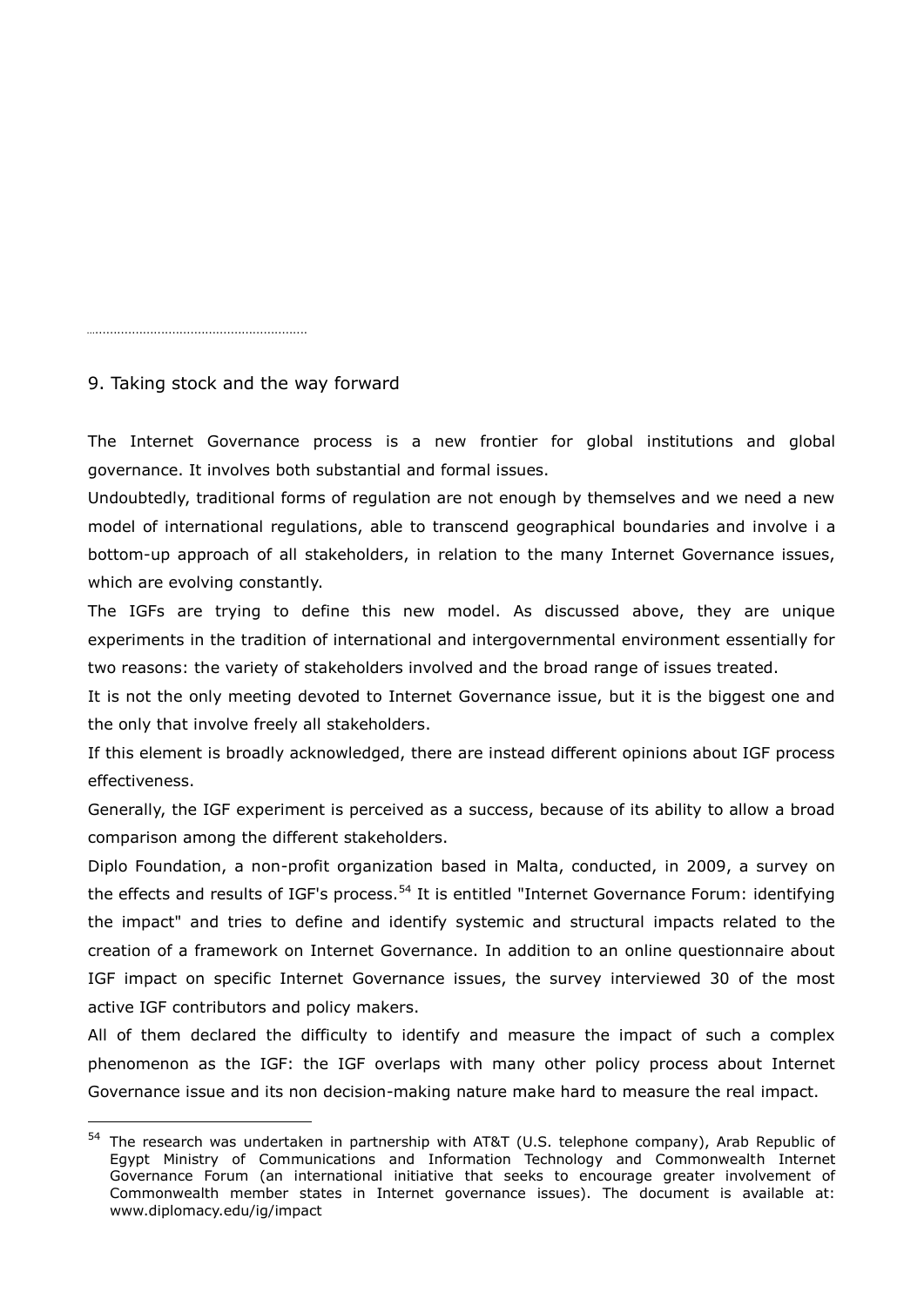## 9. Taking stock and the way forward

The Internet Governance process is a new frontier for global institutions and global governance. It involves both substantial and formal issues.

Undoubtedly, traditional forms of regulation are not enough by themselves and we need a new model of international regulations, able to transcend geographical boundaries and involve i a bottom-up approach of all stakeholders, in relation to the many Internet Governance issues, which are evolving constantly.

The IGFs are trying to define this new model. As discussed above, they are unique experiments in the tradition of international and intergovernmental environment essentially for two reasons: the variety of stakeholders involved and the broad range of issues treated.

It is not the only meeting devoted to Internet Governance issue, but it is the biggest one and the only that involve freely all stakeholders.

If this element is broadly acknowledged, there are instead different opinions about IGF process effectiveness.

Generally, the IGF experiment is perceived as a success, because of its ability to allow a broad comparison among the different stakeholders.

Diplo Foundation, a non-profit organization based in Malta, conducted, in 2009, a survey on the effects and results of IGF's process.[54] It is entitled "Internet Governance Forum: identifying the impact" and tries to define and identify systemic and structural impacts related to the creation of a framework on Internet Governance. In addition to an online questionnaire about IGF impact on specific Internet Governance issues, the survey interviewed 30 of the most active IGF contributors and policy makers.

All of them declared the difficulty to identify and measure the impact of such a complex phenomenon as the IGF: the IGF overlaps with many other policy process about Internet Governance issue and its non decision-making nature make hard to measure the real impact.

---

[54] The research was undertaken in partnership with AT&T (U.S. telephone company), Arab Republic of Egypt Ministry of Communications and Information Technology and Commonwealth Internet Governance Forum (an international initiative that seeks to encourage greater involvement of Commonwealth member states in Internet governance issues). The document is available at: www.diplomacy.edu/ig/impact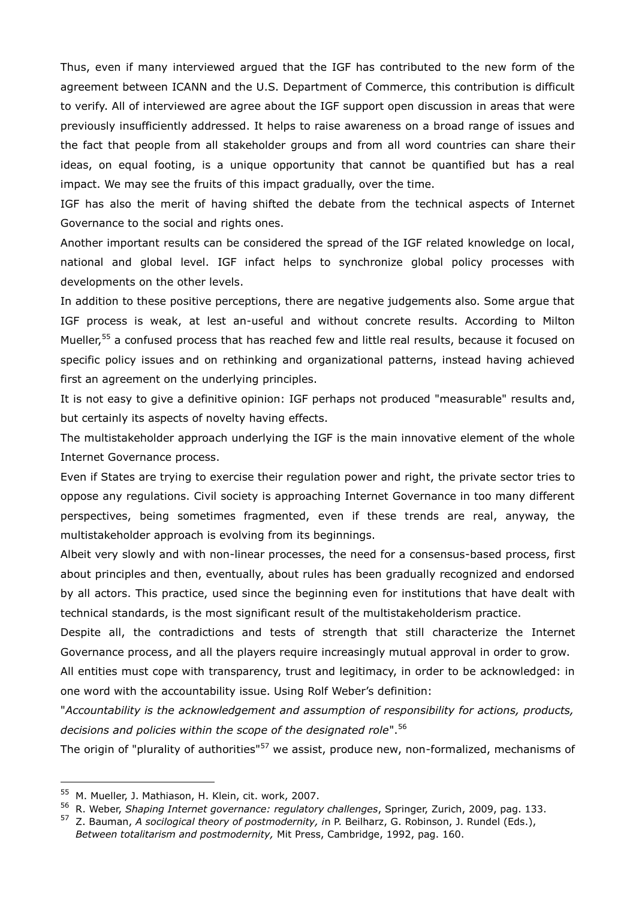Thus, even if many interviewed argued that the IGF has contributed to the new form of the agreement between ICANN and the U.S. Department of Commerce, this contribution is difficult to verify. All of interviewed are agree about the IGF support open discussion in areas that were previously insufficiently addressed. It helps to raise awareness on a broad range of issues and the fact that people from all stakeholder groups and from all word countries can share their ideas, on equal footing, is a unique opportunity that cannot be quantified but has a real impact. We may see the fruits of this impact gradually, over the time.

IGF has also the merit of having shifted the debate from the technical aspects of Internet Governance to the social and rights ones.

Another important results can be considered the spread of the IGF related knowledge on local, national and global level. IGF infact helps to synchronize global policy processes with developments on the other levels.

In addition to these positive perceptions, there are negative judgements also. Some argue that IGF process is weak, at lest an-useful and without concrete results. According to Milton Mueller,[55] a confused process that has reached few and little real results, because it focused on specific policy issues and on rethinking and organizational patterns, instead having achieved first an agreement on the underlying principles.

It is not easy to give a definitive opinion: IGF perhaps not produced "measurable" results and, but certainly its aspects of novelty having effects.

The multistakeholder approach underlying the IGF is the main innovative element of the whole Internet Governance process.

Even if States are trying to exercise their regulation power and right, the private sector tries to oppose any regulations. Civil society is approaching Internet Governance in too many different perspectives, being sometimes fragmented, even if these trends are real, anyway, the multistakeholder approach is evolving from its beginnings.

Albeit very slowly and with non-linear processes, the need for a consensus-based process, first about principles and then, eventually, about rules has been gradually recognized and endorsed by all actors. This practice, used since the beginning even for institutions that have dealt with technical standards, is the most significant result of the multistakeholderism practice.

Despite all, the contradictions and tests of strength that still characterize the Internet Governance process, and all the players require increasingly mutual approval in order to grow.

All entities must cope with transparency, trust and legitimacy, in order to be acknowledged: in one word with the accountability issue. Using Rolf Weber's definition:

"*Accountability is the acknowledgement and assumption of responsibility for actions, products, decisions and policies within the scope of the designated role*".[56]

The origin of "plurality of authorities"[57] we assist, produce new, non-formalized, mechanisms of

---

[55] M. Mueller, J. Mathiason, H. Klein, cit. work, 2007.

[56] R. Weber, *Shaping Internet governance: regulatory challenges*, Springer, Zurich, 2009, pag. 133.

[57] Z. Bauman, *A socilogical theory of postmodernity, i*n P. Beilharz, G. Robinson, J. Rundel (Eds.), *Between totalitarism and postmodernity,* Mit Press, Cambridge, 1992, pag. 160.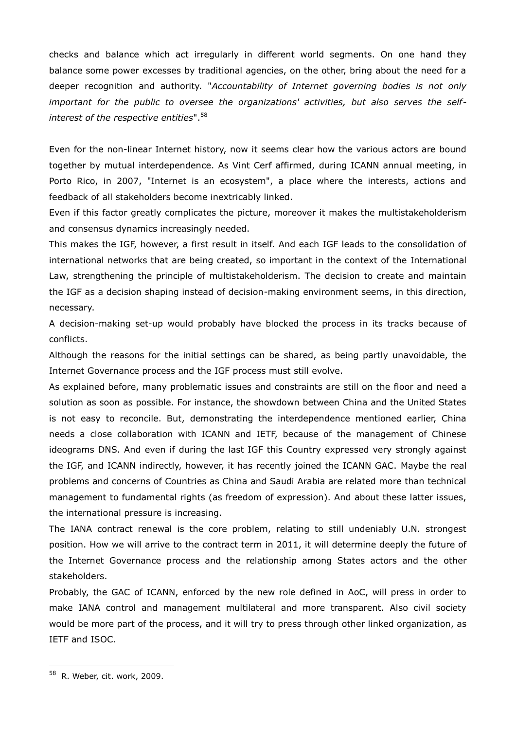checks and balance which act irregularly in different world segments. On one hand they balance some power excesses by traditional agencies, on the other, bring about the need for a deeper recognition and authority. "*Accountability of Internet governing bodies is not only important for the public to oversee the organizations' activities, but also serves the self-interest of the respective entities*".[58]

Even for the non-linear Internet history, now it seems clear how the various actors are bound together by mutual interdependence. As Vint Cerf affirmed, during ICANN annual meeting, in Porto Rico, in 2007, "Internet is an ecosystem", a place where the interests, actions and feedback of all stakeholders become inextricably linked.

Even if this factor greatly complicates the picture, moreover it makes the multistakeholderism and consensus dynamics increasingly needed.

This makes the IGF, however, a first result in itself. And each IGF leads to the consolidation of international networks that are being created, so important in the context of the International Law, strengthening the principle of multistakeholderism. The decision to create and maintain the IGF as a decision shaping instead of decision-making environment seems, in this direction, necessary.

A decision-making set-up would probably have blocked the process in its tracks because of conflicts.

Although the reasons for the initial settings can be shared, as being partly unavoidable, the Internet Governance process and the IGF process must still evolve.

As explained before, many problematic issues and constraints are still on the floor and need a solution as soon as possible. For instance, the showdown between China and the United States is not easy to reconcile. But, demonstrating the interdependence mentioned earlier, China needs a close collaboration with ICANN and IETF, because of the management of Chinese ideograms DNS. And even if during the last IGF this Country expressed very strongly against the IGF, and ICANN indirectly, however, it has recently joined the ICANN GAC. Maybe the real problems and concerns of Countries as China and Saudi Arabia are related more than technical management to fundamental rights (as freedom of expression). And about these latter issues, the international pressure is increasing.

The IANA contract renewal is the core problem, relating to still undeniably U.N. strongest position. How we will arrive to the contract term in 2011, it will determine deeply the future of the Internet Governance process and the relationship among States actors and the other stakeholders.

Probably, the GAC of ICANN, enforced by the new role defined in AoC, will press in order to make IANA control and management multilateral and more transparent. Also civil society would be more part of the process, and it will try to press through other linked organization, as IETF and ISOC.

---

[58] R. Weber, cit. work, 2009.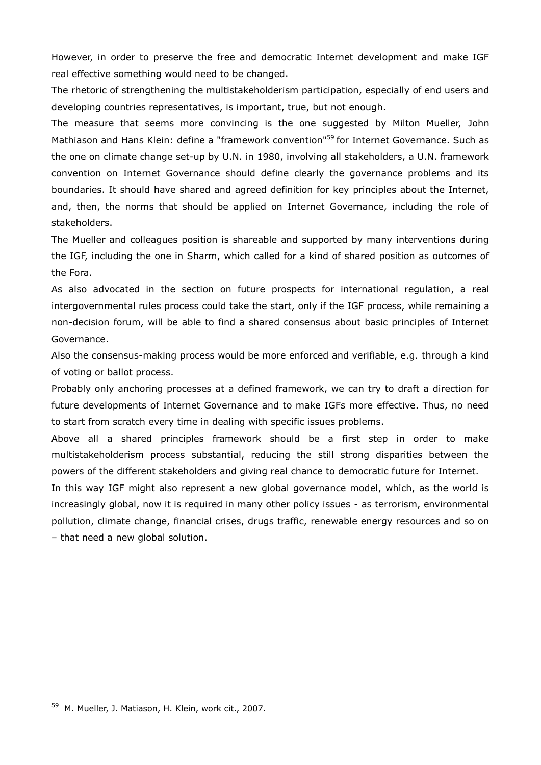However, in order to preserve the free and democratic Internet development and make IGF real effective something would need to be changed.

The rhetoric of strengthening the multistakeholderism participation, especially of end users and developing countries representatives, is important, true, but not enough.

The measure that seems more convincing is the one suggested by Milton Mueller, John Mathiason and Hans Klein: define a "framework convention"[59] for Internet Governance. Such as the one on climate change set-up by U.N. in 1980, involving all stakeholders, a U.N. framework convention on Internet Governance should define clearly the governance problems and its boundaries. It should have shared and agreed definition for key principles about the Internet, and, then, the norms that should be applied on Internet Governance, including the role of stakeholders.

The Mueller and colleagues position is shareable and supported by many interventions during the IGF, including the one in Sharm, which called for a kind of shared position as outcomes of the Fora.

As also advocated in the section on future prospects for international regulation, a real intergovernmental rules process could take the start, only if the IGF process, while remaining a non-decision forum, will be able to find a shared consensus about basic principles of Internet Governance.

Also the consensus-making process would be more enforced and verifiable, e.g. through a kind of voting or ballot process.

Probably only anchoring processes at a defined framework, we can try to draft a direction for future developments of Internet Governance and to make IGFs more effective. Thus, no need to start from scratch every time in dealing with specific issues problems.

Above all a shared principles framework should be a first step in order to make multistakeholderism process substantial, reducing the still strong disparities between the powers of the different stakeholders and giving real chance to democratic future for Internet.

In this way IGF might also represent a new global governance model, which, as the world is increasingly global, now it is required in many other policy issues - as terrorism, environmental pollution, climate change, financial crises, drugs traffic, renewable energy resources and so on – that need a new global solution.

---

[59] M. Mueller, J. Matiason, H. Klein, work cit., 2007.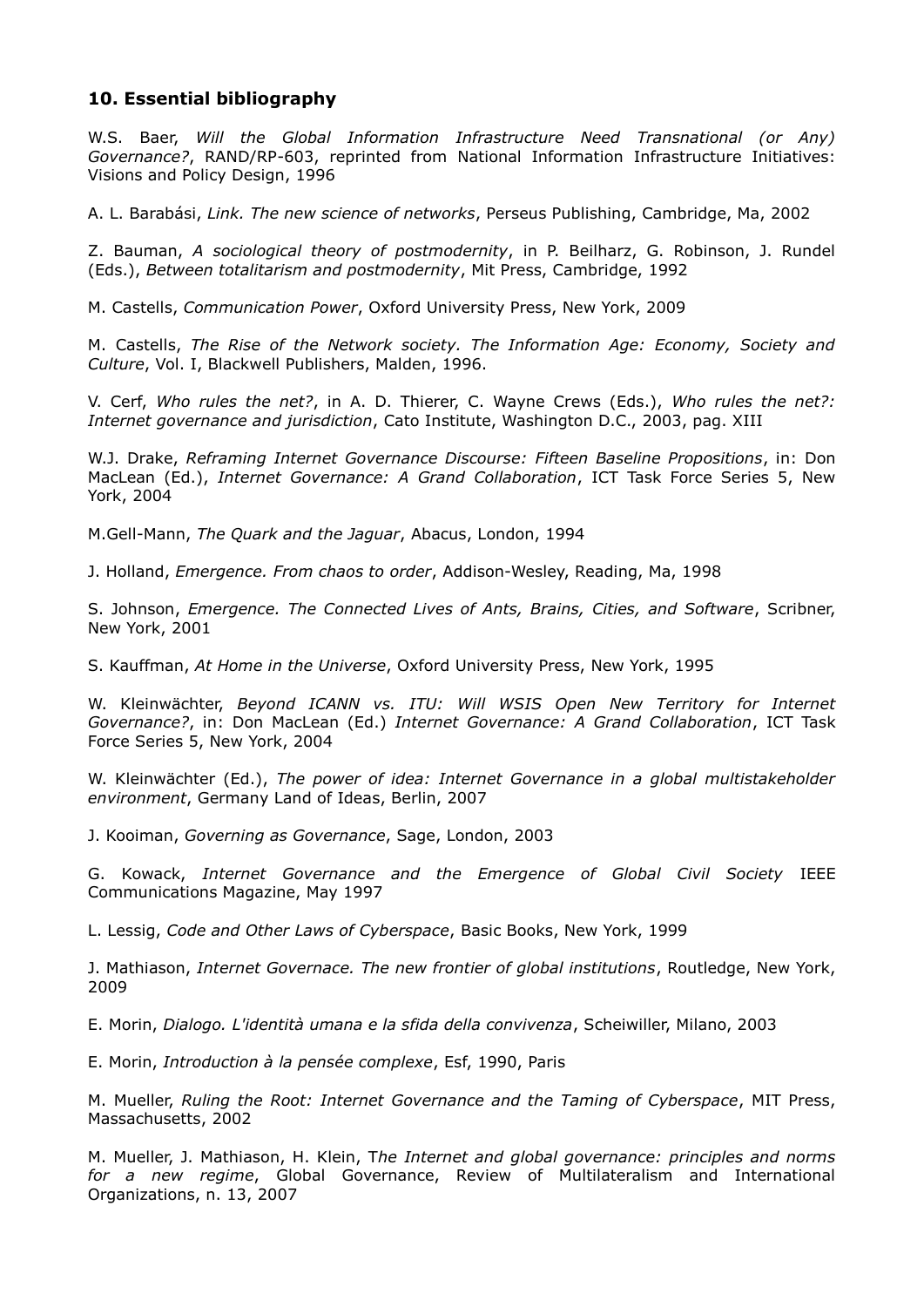## 10. Essential bibliography

W.S. Baer, *Will the Global Information Infrastructure Need Transnational (or Any) Governance?*, RAND/RP-603, reprinted from National Information Infrastructure Initiatives: Visions and Policy Design, 1996

A. L. Barabási, *Link. The new science of networks*, Perseus Publishing, Cambridge, Ma, 2002

Z. Bauman, *A sociological theory of postmodernity*, in P. Beilharz, G. Robinson, J. Rundel (Eds.), *Between totalitarism and postmodernity*, Mit Press, Cambridge, 1992

M. Castells, *Communication Power*, Oxford University Press, New York, 2009

M. Castells, *The Rise of the Network society. The Information Age: Economy, Society and Culture*, Vol. I, Blackwell Publishers, Malden, 1996.

V. Cerf, *Who rules the net?*, in A. D. Thierer, C. Wayne Crews (Eds.), *Who rules the net?: Internet governance and jurisdiction*, Cato Institute, Washington D.C., 2003, pag. XIII

W.J. Drake, *Reframing Internet Governance Discourse: Fifteen Baseline Propositions*, in: Don MacLean (Ed.), *Internet Governance: A Grand Collaboration*, ICT Task Force Series 5, New York, 2004

M.Gell-Mann, *The Quark and the Jaguar*, Abacus, London, 1994

J. Holland, *Emergence. From chaos to order*, Addison-Wesley, Reading, Ma, 1998

S. Johnson, *Emergence. The Connected Lives of Ants, Brains, Cities, and Software*, Scribner, New York, 2001

S. Kauffman, *At Home in the Universe*, Oxford University Press, New York, 1995

W. Kleinwächter, *Beyond ICANN vs. ITU: Will WSIS Open New Territory for Internet Governance?*, in: Don MacLean (Ed.) *Internet Governance: A Grand Collaboration*, ICT Task Force Series 5, New York, 2004

W. Kleinwächter (Ed.), *The power of idea: Internet Governance in a global multistakeholder environment*, Germany Land of Ideas, Berlin, 2007

J. Kooiman, *Governing as Governance*, Sage, London, 2003

G. Kowack, *Internet Governance and the Emergence of Global Civil Society* IEEE Communications Magazine, May 1997

L. Lessig, *Code and Other Laws of Cyberspace*, Basic Books, New York, 1999

J. Mathiason, *Internet Governace. The new frontier of global institutions*, Routledge, New York, 2009

E. Morin, *Dialogo. L'identità umana e la sfida della convivenza*, Scheiwiller, Milano, 2003

E. Morin, *Introduction à la pensée complexe*, Esf, 1990, Paris

M. Mueller, *Ruling the Root: Internet Governance and the Taming of Cyberspace*, MIT Press, Massachusetts, 2002

M. Mueller, J. Mathiason, H. Klein, T*he Internet and global governance: principles and norms for a new regime*, Global Governance, Review of Multilateralism and International Organizations, n. 13, 2007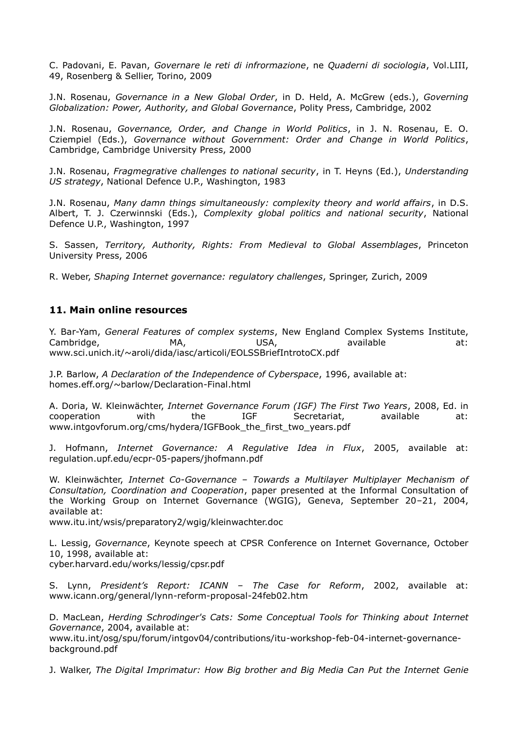C. Padovani, E. Pavan, *Governare le reti di infrormazione*, ne *Quaderni di sociologia*, Vol.LIII, 49, Rosenberg & Sellier, Torino, 2009

J.N. Rosenau, *Governance in a New Global Order*, in D. Held, A. McGrew (eds.), *Governing Globalization: Power, Authority, and Global Governance*, Polity Press, Cambridge, 2002

J.N. Rosenau, *Governance, Order, and Change in World Politics*, in J. N. Rosenau, E. O. Cziempiel (Eds.), *Governance without Government: Order and Change in World Politics*, Cambridge, Cambridge University Press, 2000

J.N. Rosenau, *Fragmegrative challenges to national security*, in T. Heyns (Ed.), *Understanding US strategy*, National Defence U.P., Washington, 1983

J.N. Rosenau, *Many damn things simultaneously: complexity theory and world affairs*, in D.S. Albert, T. J. Czerwinnski (Eds.), *Complexity global politics and national security*, National Defence U.P., Washington, 1997

S. Sassen, *Territory, Authority, Rights: From Medieval to Global Assemblages*, Princeton University Press, 2006

R. Weber, *Shaping Internet governance: regulatory challenges*, Springer, Zurich, 2009

## 11. Main online resources

Y. Bar-Yam, *General Features of complex systems*, New England Complex Systems Institute, Cambridge, MA, USA, available at: www.sci.unich.it/~aroli/dida/iasc/articoli/EOLSSBriefIntrotoCX.pdf

J.P. Barlow, *A Declaration of the Independence of Cyberspace*, 1996, available at: homes.eff.org/~barlow/Declaration-Final.html

A. Doria, W. Kleinwächter, *Internet Governance Forum (IGF) The First Two Years*, 2008, Ed. in cooperation with the IGF Secretariat, available at: www.intgovforum.org/cms/hydera/IGFBook_the_first_two_years.pdf

J. Hofmann, *Internet Governance: A Regulative Idea in Flux*, 2005, available at: regulation.upf.edu/ecpr-05-papers/jhofmann.pdf

W. Kleinwächter, *Internet Co-Governance – Towards a Multilayer Multiplayer Mechanism of Consultation, Coordination and Cooperation*, paper presented at the Informal Consultation of the Working Group on Internet Governance (WGIG), Geneva, September 20–21, 2004, available at:
www.itu.int/wsis/preparatory2/wgig/kleinwachter.doc

L. Lessig, *Governance*, Keynote speech at CPSR Conference on Internet Governance, October 10, 1998, available at:
cyber.harvard.edu/works/lessig/cpsr.pdf

S. Lynn, *President's Report: ICANN – The Case for Reform*, 2002, available at: www.icann.org/general/lynn-reform-proposal-24feb02.htm

D. MacLean, *Herding Schrodinger's Cats: Some Conceptual Tools for Thinking about Internet Governance*, 2004, available at:
www.itu.int/osg/spu/forum/intgov04/contributions/itu-workshop-feb-04-internet-governance-background.pdf

J. Walker, *The Digital Imprimatur: How Big brother and Big Media Can Put the Internet Genie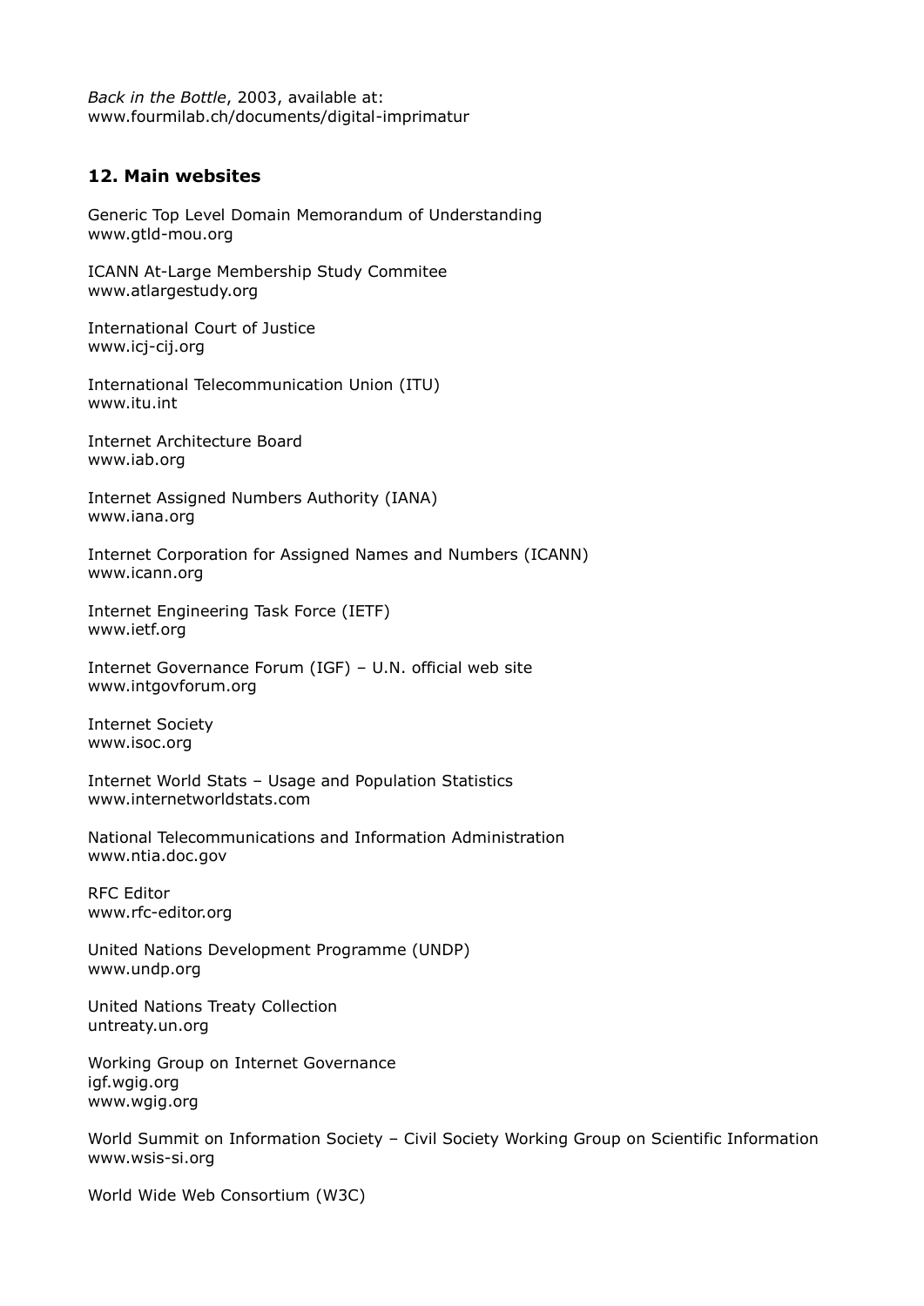*Back in the Bottle*, 2003, available at:
www.fourmilab.ch/documents/digital-imprimatur

## 12. Main websites

Generic Top Level Domain Memorandum of Understanding
www.gtld-mou.org

ICANN At-Large Membership Study Commitee
www.atlargestudy.org

International Court of Justice
www.icj-cij.org

International Telecommunication Union (ITU)
www.itu.int

Internet Architecture Board
www.iab.org

Internet Assigned Numbers Authority (IANA)
www.iana.org

Internet Corporation for Assigned Names and Numbers (ICANN)
www.icann.org

Internet Engineering Task Force (IETF)
www.ietf.org

Internet Governance Forum (IGF) – U.N. official web site
www.intgovforum.org

Internet Society
www.isoc.org

Internet World Stats – Usage and Population Statistics
www.internetworldstats.com

National Telecommunications and Information Administration
www.ntia.doc.gov

RFC Editor
www.rfc-editor.org

United Nations Development Programme (UNDP)
www.undp.org

United Nations Treaty Collection
untreaty.un.org

Working Group on Internet Governance
igf.wgig.org
www.wgig.org

World Summit on Information Society – Civil Society Working Group on Scientific Information
www.wsis-si.org

World Wide Web Consortium (W3C)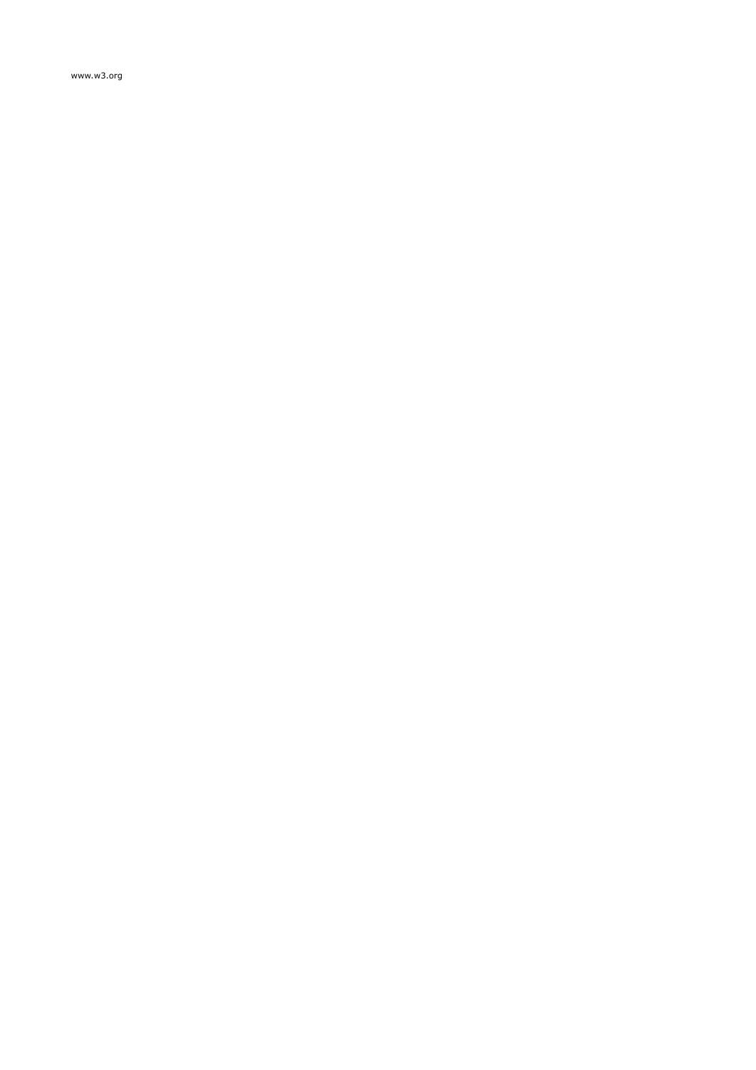www.w3.org